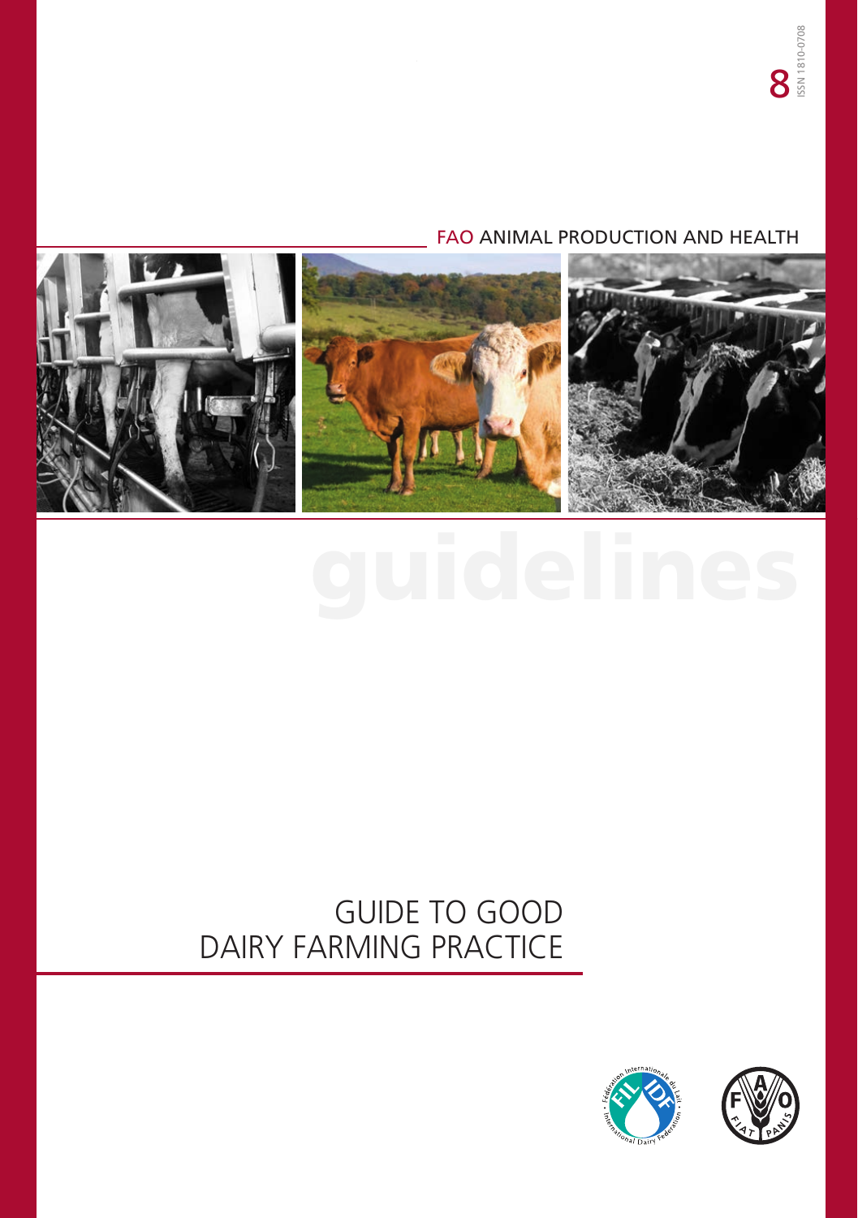8

ISSN 1810-0708

FAO ANIMAL PRODUCTION AND HEALTH

guidelines

# GUIDE TO GOOD DAIRY FARMING PRACTICE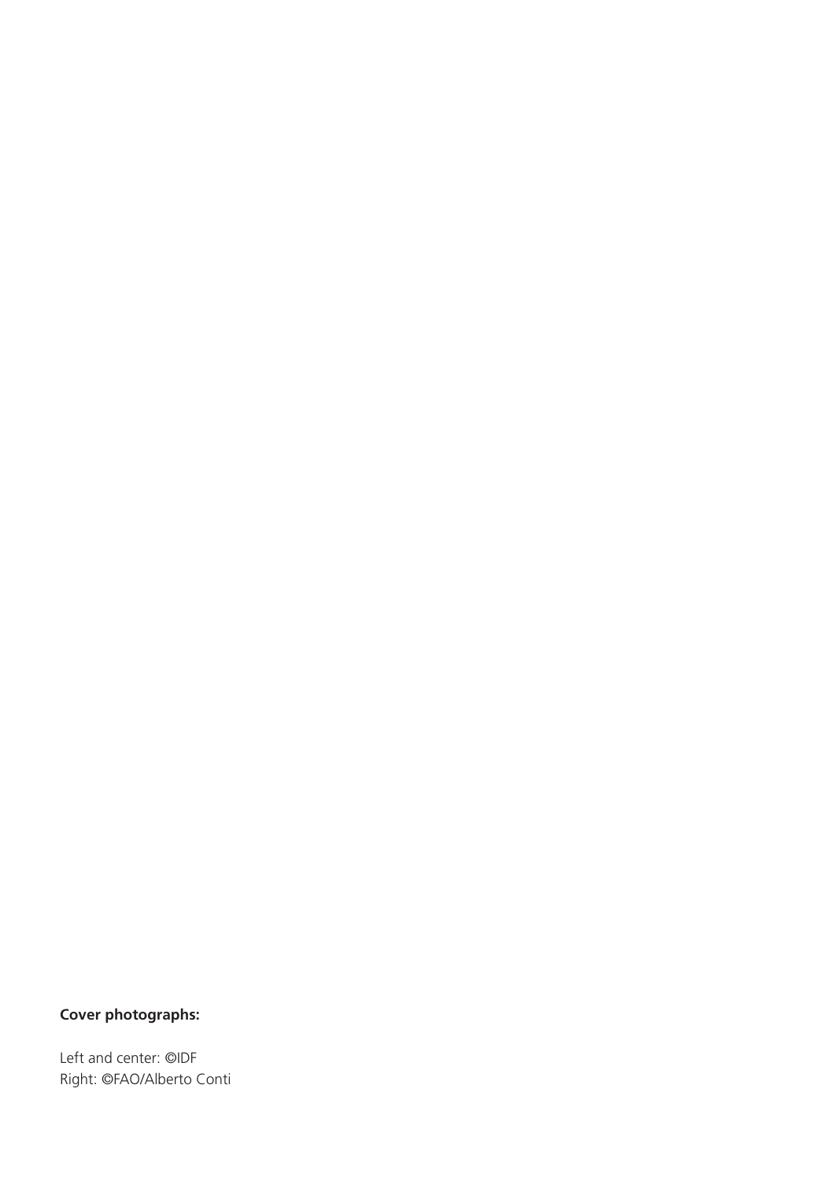**Cover photographs:**

Left and center: ©IDF
Right: ©FAO/Alberto Conti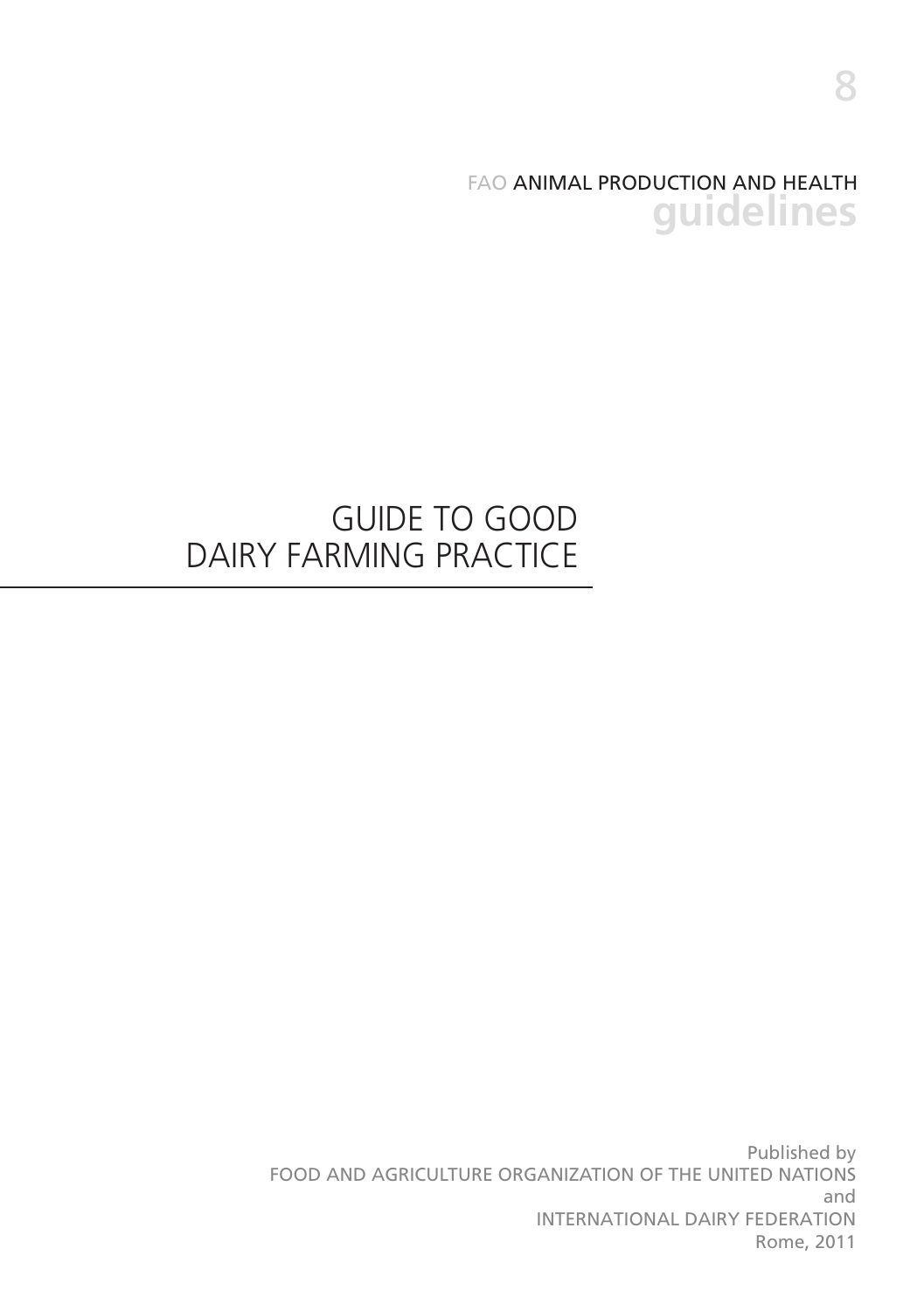8

FAO ANIMAL PRODUCTION AND HEALTH
**guidelines**

# GUIDE TO GOOD DAIRY FARMING PRACTICE

Published by
FOOD AND AGRICULTURE ORGANIZATION OF THE UNITED NATIONS
and
INTERNATIONAL DAIRY FEDERATION
Rome, 2011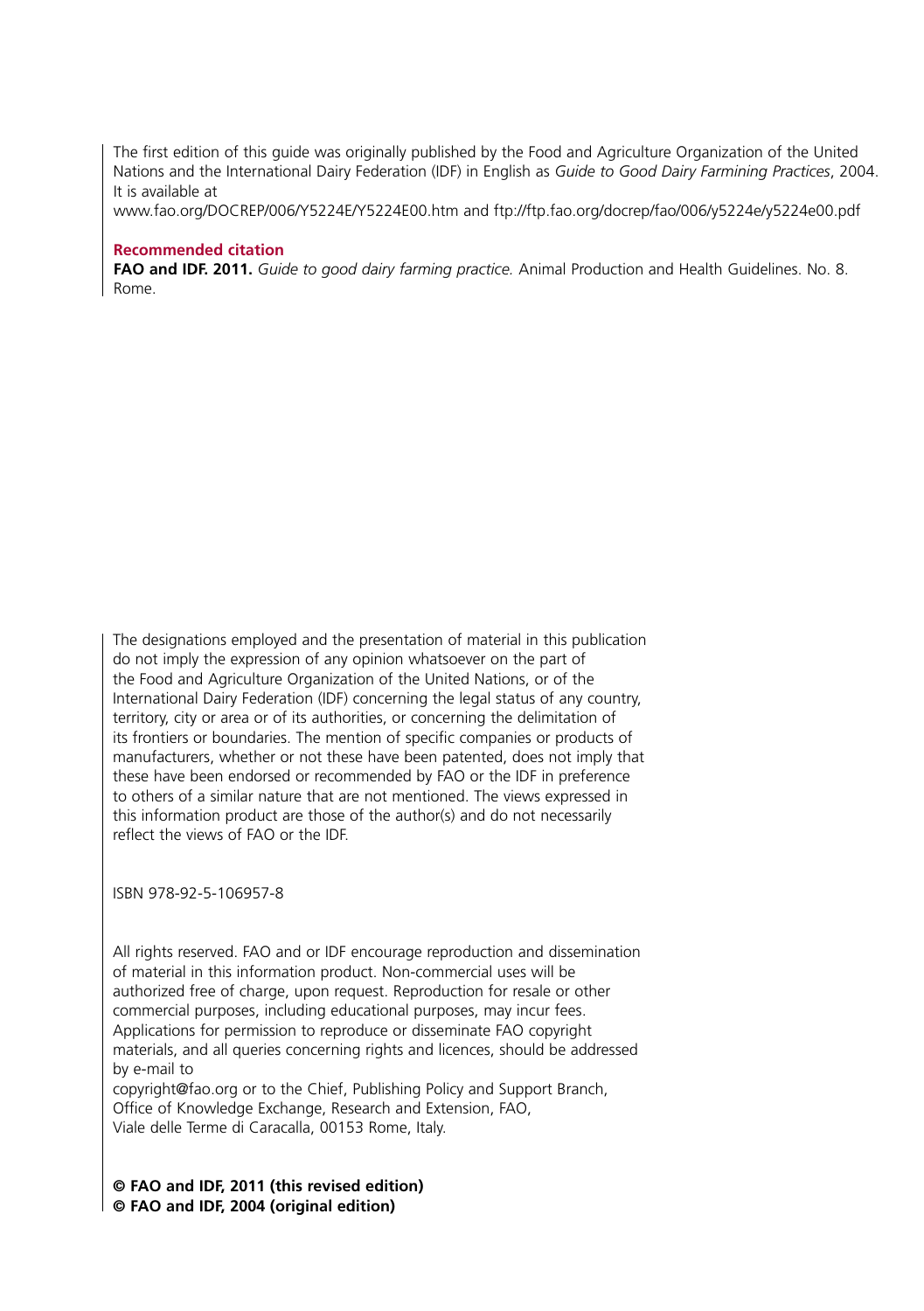The first edition of this guide was originally published by the Food and Agriculture Organization of the United Nations and the International Dairy Federation (IDF) in English as *Guide to Good Dairy Farmining Practices*, 2004. It is available at
www.fao.org/DOCREP/006/Y5224E/Y5224E00.htm and ftp://ftp.fao.org/docrep/fao/006/y5224e/y5224e00.pdf

**Recommended citation**

**FAO and IDF. 2011.** *Guide to good dairy farming practice.* Animal Production and Health Guidelines. No. 8. Rome.

The designations employed and the presentation of material in this publication do not imply the expression of any opinion whatsoever on the part of the Food and Agriculture Organization of the United Nations, or of the International Dairy Federation (IDF) concerning the legal status of any country, territory, city or area or of its authorities, or concerning the delimitation of its frontiers or boundaries. The mention of specific companies or products of manufacturers, whether or not these have been patented, does not imply that these have been endorsed or recommended by FAO or the IDF in preference to others of a similar nature that are not mentioned. The views expressed in this information product are those of the author(s) and do not necessarily reflect the views of FAO or the IDF.

ISBN 978-92-5-106957-8

All rights reserved. FAO and or IDF encourage reproduction and dissemination of material in this information product. Non-commercial uses will be authorized free of charge, upon request. Reproduction for resale or other commercial purposes, including educational purposes, may incur fees. Applications for permission to reproduce or disseminate FAO copyright materials, and all queries concerning rights and licences, should be addressed by e-mail to
copyright@fao.org or to the Chief, Publishing Policy and Support Branch, Office of Knowledge Exchange, Research and Extension, FAO, Viale delle Terme di Caracalla, 00153 Rome, Italy.

**© FAO and IDF, 2011 (this revised edition)**
**© FAO and IDF, 2004 (original edition)**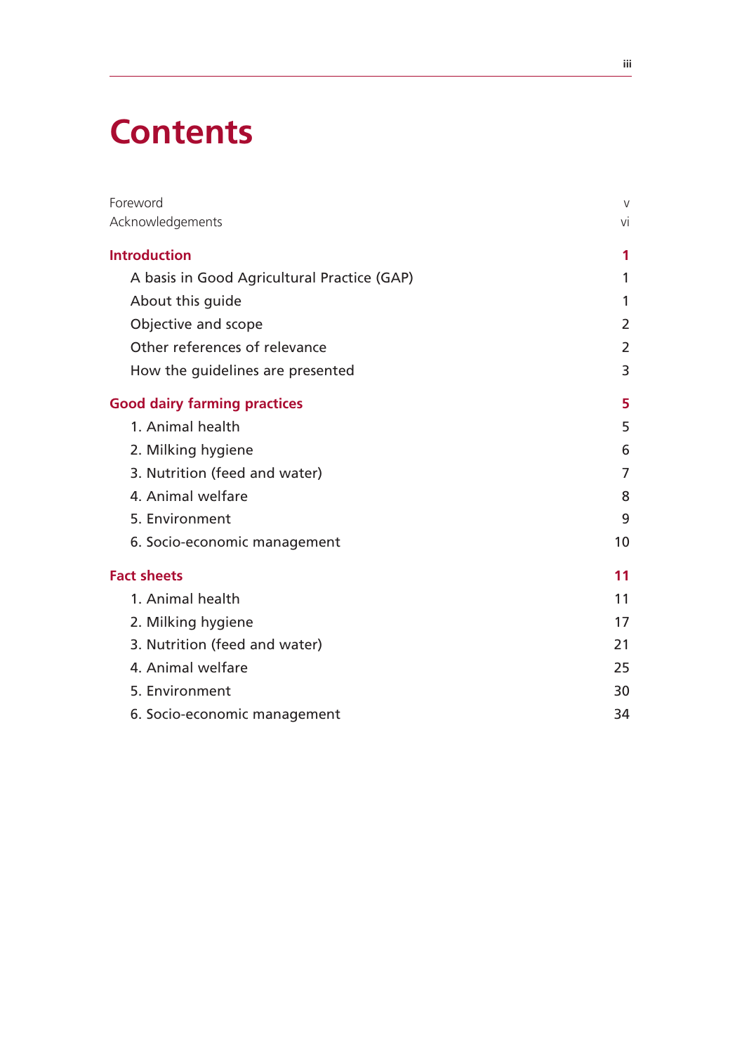# Contents

| | |
|---|---|
| Foreword | v |
| Acknowledgements | vi |
| **Introduction** | **1** |
| A basis in Good Agricultural Practice (GAP) | 1 |
| About this guide | 1 |
| Objective and scope | 2 |
| Other references of relevance | 2 |
| How the guidelines are presented | 3 |
| **Good dairy farming practices** | **5** |
| 1. Animal health | 5 |
| 2. Milking hygiene | 6 |
| 3. Nutrition (feed and water) | 7 |
| 4. Animal welfare | 8 |
| 5. Environment | 9 |
| 6. Socio-economic management | 10 |
| **Fact sheets** | **11** |
| 1. Animal health | 11 |
| 2. Milking hygiene | 17 |
| 3. Nutrition (feed and water) | 21 |
| 4. Animal welfare | 25 |
| 5. Environment | 30 |
| 6. Socio-economic management | 34 |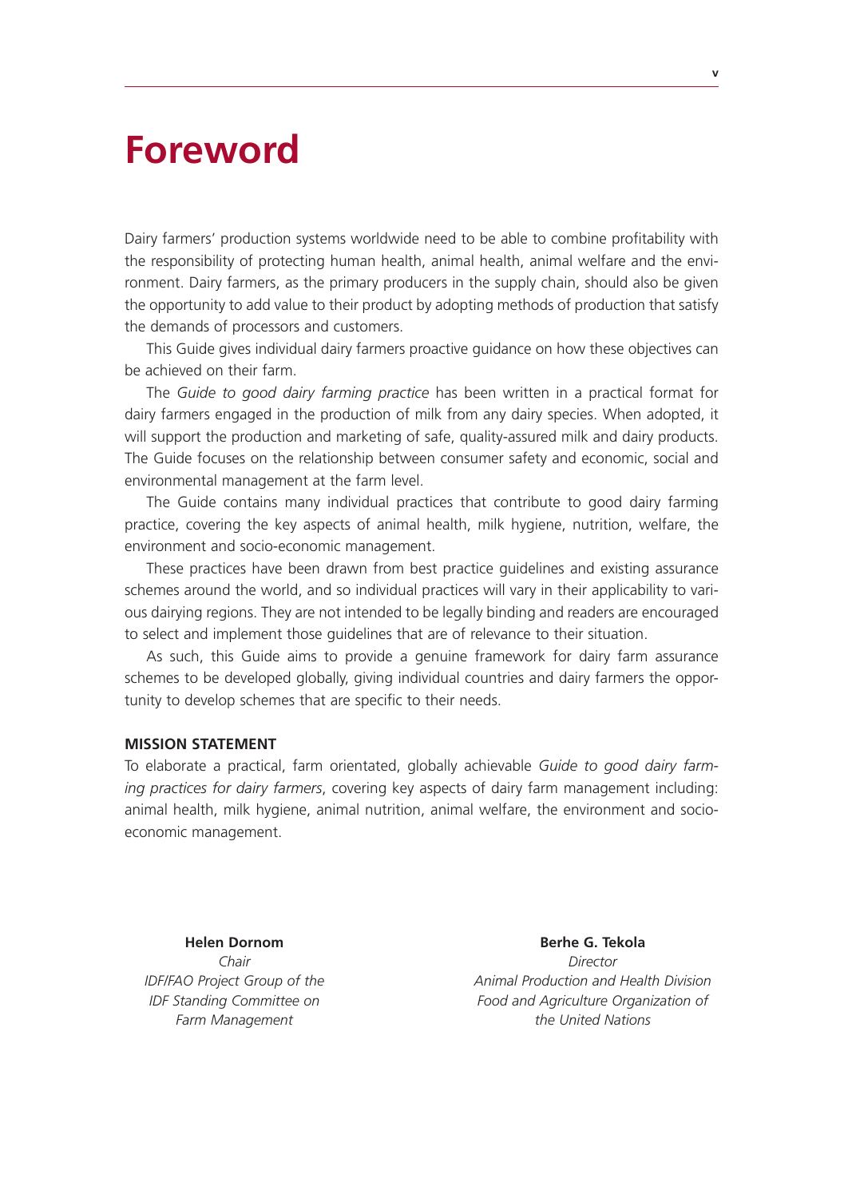# Foreword

Dairy farmers' production systems worldwide need to be able to combine profitability with the responsibility of protecting human health, animal health, animal welfare and the environment. Dairy farmers, as the primary producers in the supply chain, should also be given the opportunity to add value to their product by adopting methods of production that satisfy the demands of processors and customers.

This Guide gives individual dairy farmers proactive guidance on how these objectives can be achieved on their farm.

The *Guide to good dairy farming practice* has been written in a practical format for dairy farmers engaged in the production of milk from any dairy species. When adopted, it will support the production and marketing of safe, quality-assured milk and dairy products. The Guide focuses on the relationship between consumer safety and economic, social and environmental management at the farm level.

The Guide contains many individual practices that contribute to good dairy farming practice, covering the key aspects of animal health, milk hygiene, nutrition, welfare, the environment and socio-economic management.

These practices have been drawn from best practice guidelines and existing assurance schemes around the world, and so individual practices will vary in their applicability to various dairying regions. They are not intended to be legally binding and readers are encouraged to select and implement those guidelines that are of relevance to their situation.

As such, this Guide aims to provide a genuine framework for dairy farm assurance schemes to be developed globally, giving individual countries and dairy farmers the opportunity to develop schemes that are specific to their needs.

**MISSION STATEMENT**

To elaborate a practical, farm orientated, globally achievable *Guide to good dairy farming practices for dairy farmers*, covering key aspects of dairy farm management including: animal health, milk hygiene, animal nutrition, animal welfare, the environment and socio-economic management.

**Helen Dornom**
*Chair*
*IDF/FAO Project Group of the IDF Standing Committee on Farm Management*

**Berhe G. Tekola**
*Director*
*Animal Production and Health Division*
*Food and Agriculture Organization of the United Nations*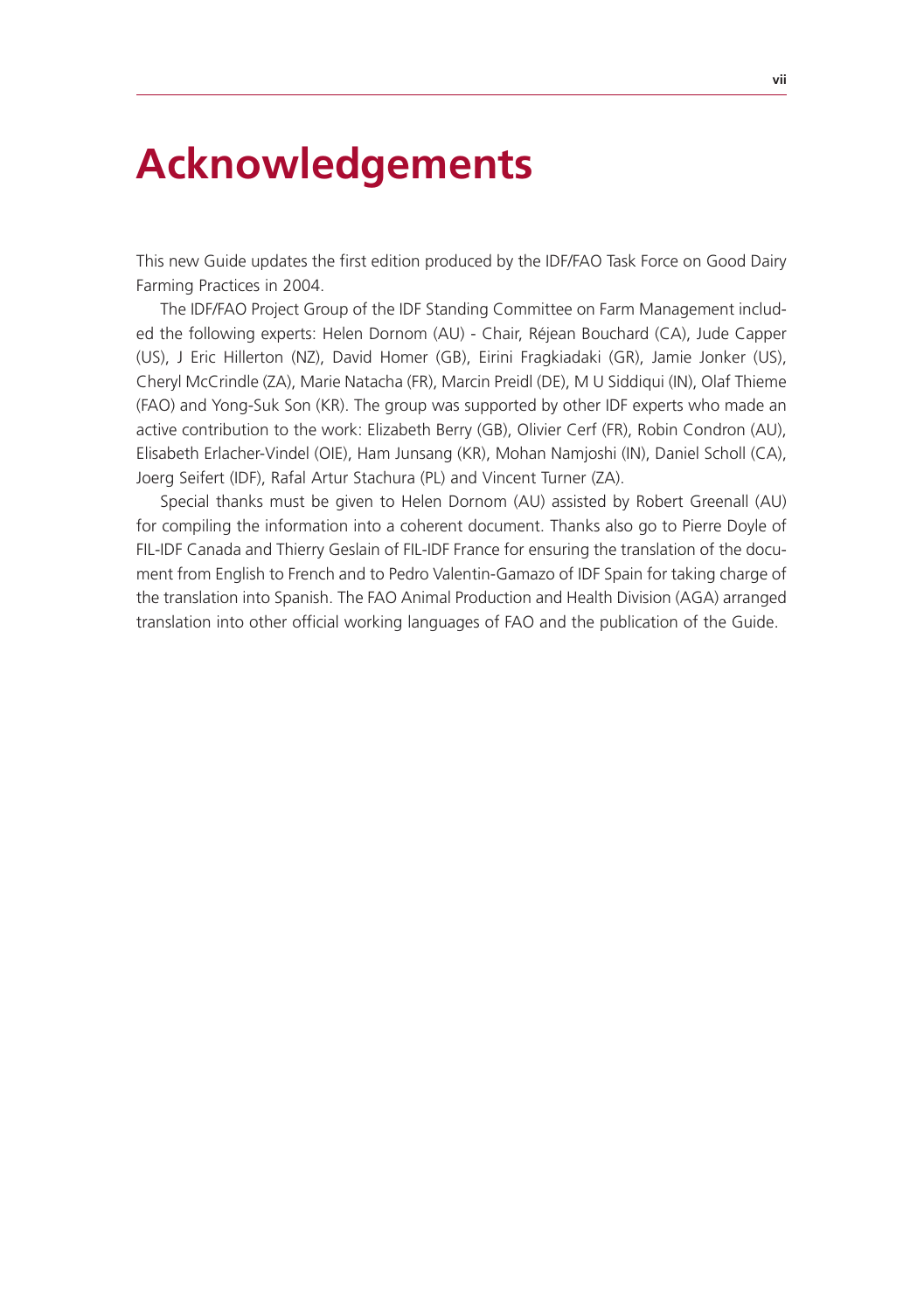# Acknowledgements

This new Guide updates the first edition produced by the IDF/FAO Task Force on Good Dairy Farming Practices in 2004.

The IDF/FAO Project Group of the IDF Standing Committee on Farm Management included the following experts: Helen Dornom (AU) - Chair, Réjean Bouchard (CA), Jude Capper (US), J Eric Hillerton (NZ), David Homer (GB), Eirini Fragkiadaki (GR), Jamie Jonker (US), Cheryl McCrindle (ZA), Marie Natacha (FR), Marcin Preidl (DE), M U Siddiqui (IN), Olaf Thieme (FAO) and Yong-Suk Son (KR). The group was supported by other IDF experts who made an active contribution to the work: Elizabeth Berry (GB), Olivier Cerf (FR), Robin Condron (AU), Elisabeth Erlacher-Vindel (OIE), Ham Junsang (KR), Mohan Namjoshi (IN), Daniel Scholl (CA), Joerg Seifert (IDF), Rafal Artur Stachura (PL) and Vincent Turner (ZA).

Special thanks must be given to Helen Dornom (AU) assisted by Robert Greenall (AU) for compiling the information into a coherent document. Thanks also go to Pierre Doyle of FIL-IDF Canada and Thierry Geslain of FIL-IDF France for ensuring the translation of the document from English to French and to Pedro Valentin-Gamazo of IDF Spain for taking charge of the translation into Spanish. The FAO Animal Production and Health Division (AGA) arranged translation into other official working languages of FAO and the publication of the Guide.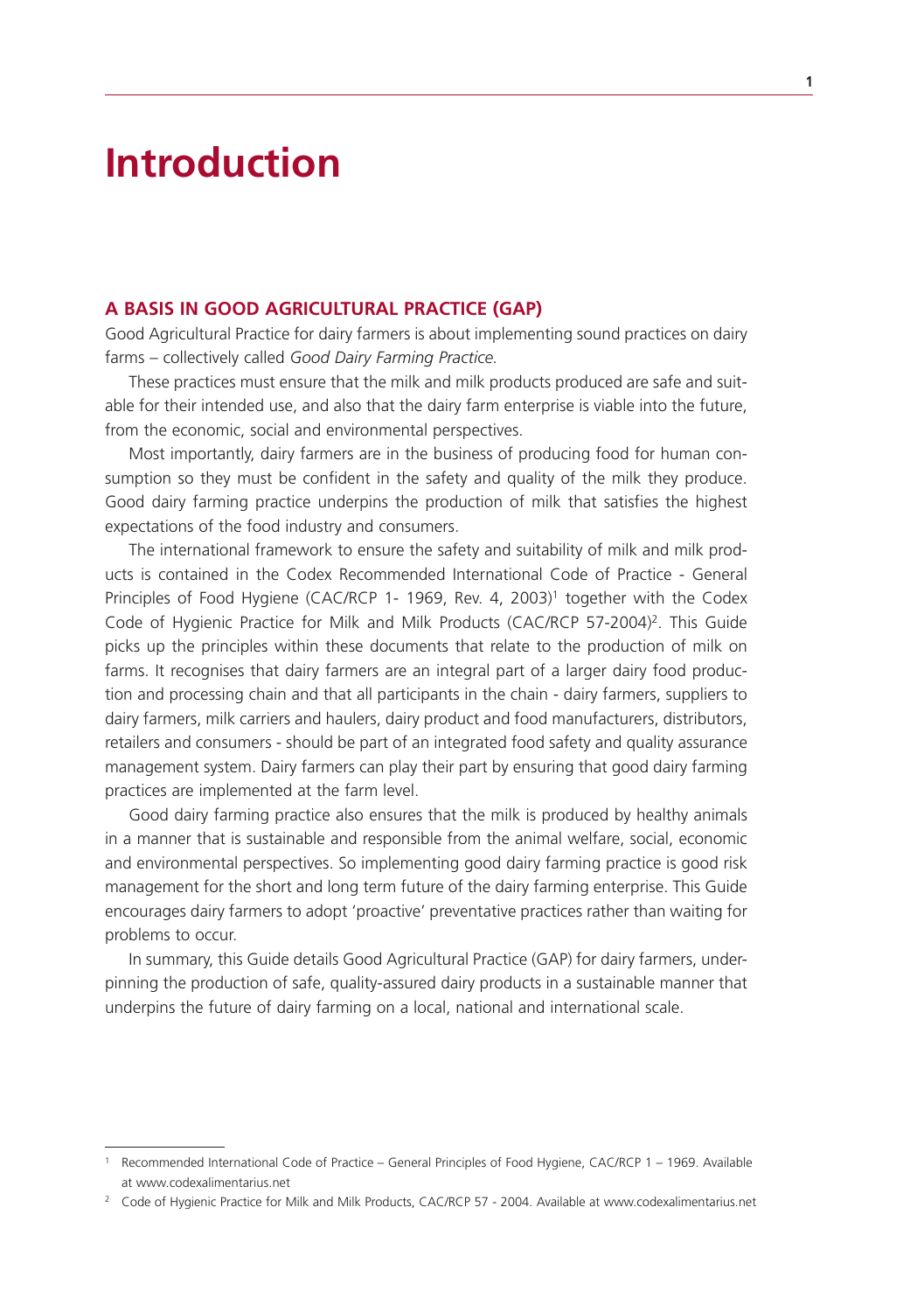# Introduction

## A BASIS IN GOOD AGRICULTURAL PRACTICE (GAP)

Good Agricultural Practice for dairy farmers is about implementing sound practices on dairy farms – collectively called *Good Dairy Farming Practice.*

These practices must ensure that the milk and milk products produced are safe and suitable for their intended use, and also that the dairy farm enterprise is viable into the future, from the economic, social and environmental perspectives.

Most importantly, dairy farmers are in the business of producing food for human consumption so they must be confident in the safety and quality of the milk they produce. Good dairy farming practice underpins the production of milk that satisfies the highest expectations of the food industry and consumers.

The international framework to ensure the safety and suitability of milk and milk products is contained in the Codex Recommended International Code of Practice - General Principles of Food Hygiene (CAC/RCP 1- 1969, Rev. 4, 2003)[1] together with the Codex Code of Hygienic Practice for Milk and Milk Products (CAC/RCP 57-2004)[2]. This Guide picks up the principles within these documents that relate to the production of milk on farms. It recognises that dairy farmers are an integral part of a larger dairy food production and processing chain and that all participants in the chain - dairy farmers, suppliers to dairy farmers, milk carriers and haulers, dairy product and food manufacturers, distributors, retailers and consumers - should be part of an integrated food safety and quality assurance management system. Dairy farmers can play their part by ensuring that good dairy farming practices are implemented at the farm level.

Good dairy farming practice also ensures that the milk is produced by healthy animals in a manner that is sustainable and responsible from the animal welfare, social, economic and environmental perspectives. So implementing good dairy farming practice is good risk management for the short and long term future of the dairy farming enterprise. This Guide encourages dairy farmers to adopt 'proactive' preventative practices rather than waiting for problems to occur.

In summary, this Guide details Good Agricultural Practice (GAP) for dairy farmers, underpinning the production of safe, quality-assured dairy products in a sustainable manner that underpins the future of dairy farming on a local, national and international scale.

---

[1] Recommended International Code of Practice – General Principles of Food Hygiene, CAC/RCP 1 – 1969. Available at www.codexalimentarius.net

[2] Code of Hygienic Practice for Milk and Milk Products, CAC/RCP 57 - 2004. Available at www.codexalimentarius.net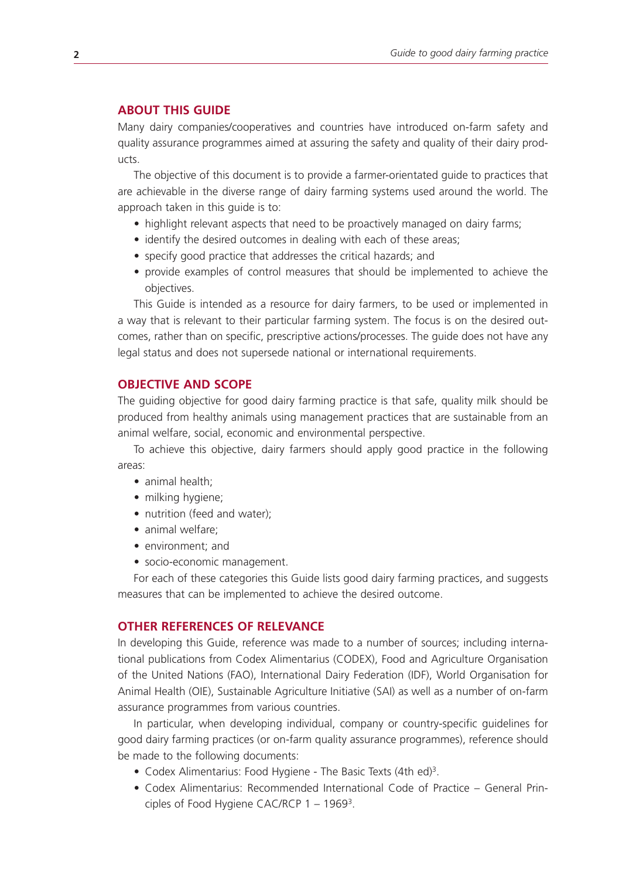## ABOUT THIS GUIDE

Many dairy companies/cooperatives and countries have introduced on-farm safety and quality assurance programmes aimed at assuring the safety and quality of their dairy products.

The objective of this document is to provide a farmer-orientated guide to practices that are achievable in the diverse range of dairy farming systems used around the world. The approach taken in this guide is to:

- highlight relevant aspects that need to be proactively managed on dairy farms;
- identify the desired outcomes in dealing with each of these areas;
- specify good practice that addresses the critical hazards; and
- provide examples of control measures that should be implemented to achieve the objectives.

This Guide is intended as a resource for dairy farmers, to be used or implemented in a way that is relevant to their particular farming system. The focus is on the desired outcomes, rather than on specific, prescriptive actions/processes. The guide does not have any legal status and does not supersede national or international requirements.

## OBJECTIVE AND SCOPE

The guiding objective for good dairy farming practice is that safe, quality milk should be produced from healthy animals using management practices that are sustainable from an animal welfare, social, economic and environmental perspective.

To achieve this objective, dairy farmers should apply good practice in the following areas:

- animal health;
- milking hygiene;
- nutrition (feed and water);
- animal welfare;
- environment; and
- socio-economic management.

For each of these categories this Guide lists good dairy farming practices, and suggests measures that can be implemented to achieve the desired outcome.

## OTHER REFERENCES OF RELEVANCE

In developing this Guide, reference was made to a number of sources; including international publications from Codex Alimentarius (CODEX), Food and Agriculture Organisation of the United Nations (FAO), International Dairy Federation (IDF), World Organisation for Animal Health (OIE), Sustainable Agriculture Initiative (SAI) as well as a number of on-farm assurance programmes from various countries.

In particular, when developing individual, company or country-specific guidelines for good dairy farming practices (or on-farm quality assurance programmes), reference should be made to the following documents:

- Codex Alimentarius: Food Hygiene - The Basic Texts (4th ed)[3].
- Codex Alimentarius: Recommended International Code of Practice – General Principles of Food Hygiene CAC/RCP 1 – 1969[3].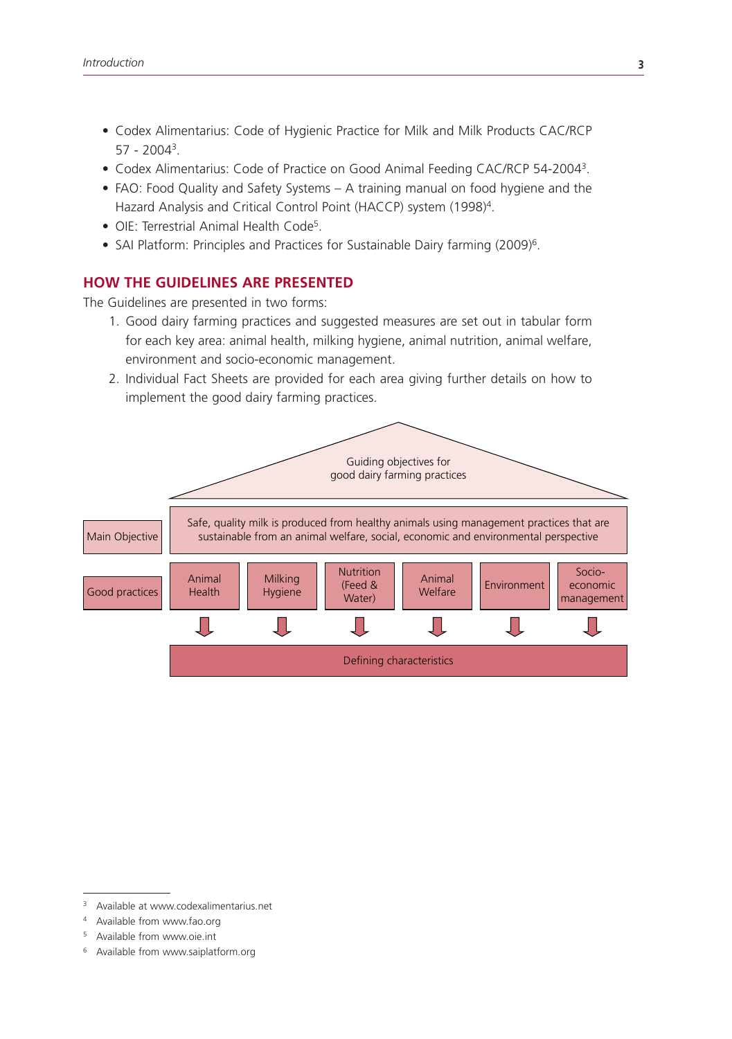- Codex Alimentarius: Code of Hygienic Practice for Milk and Milk Products CAC/RCP 57 - 2004[3].
- Codex Alimentarius: Code of Practice on Good Animal Feeding CAC/RCP 54-2004[3].
- FAO: Food Quality and Safety Systems – A training manual on food hygiene and the Hazard Analysis and Critical Control Point (HACCP) system (1998)[4].
- OIE: Terrestrial Animal Health Code[5].
- SAI Platform: Principles and Practices for Sustainable Dairy farming (2009)[6].

## HOW THE GUIDELINES ARE PRESENTED

The Guidelines are presented in two forms:

1. Good dairy farming practices and suggested measures are set out in tabular form for each key area: animal health, milking hygiene, animal nutrition, animal welfare, environment and socio-economic management.
2. Individual Fact Sheets are provided for each area giving further details on how to implement the good dairy farming practices.

Guiding objectives for good dairy farming practices

| Main Objective | Safe, quality milk is produced from healthy animals using management practices that are sustainable from an animal welfare, social, economic and environmental perspective | | | | | |
|---|---|---|---|---|---|---|
| Good practices | Animal Health | Milking Hygiene | Nutrition (Feed & Water) | Animal Welfare | Environment | Socio-economic management |
| | Defining characteristics | | | | | |

[3] Available at www.codexalimentarius.net

[4] Available from www.fao.org

[5] Available from www.oie.int

[6] Available from www.saiplatform.org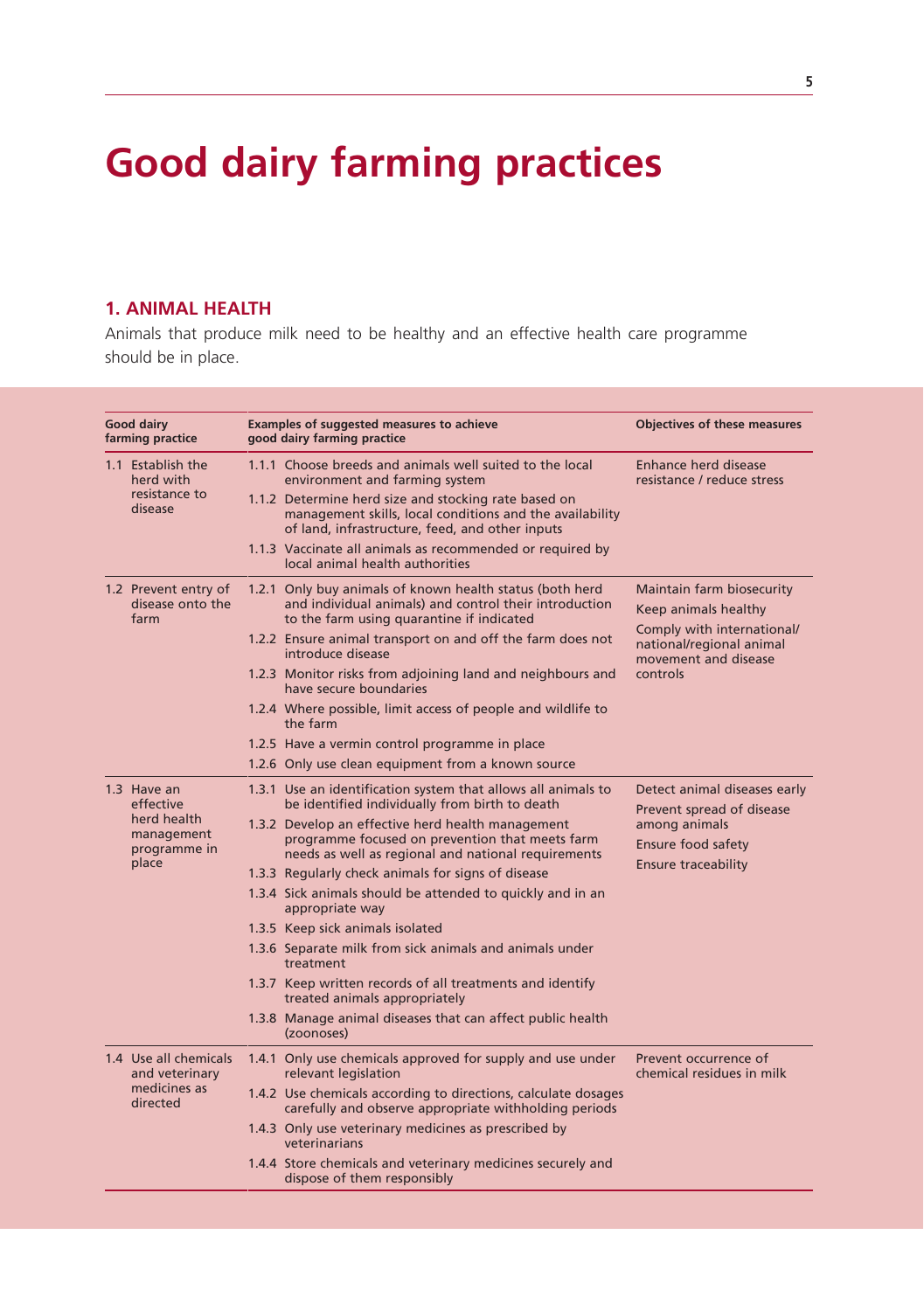# Good dairy farming practices

## 1. ANIMAL HEALTH

Animals that produce milk need to be healthy and an effective health care programme should be in place.

| Good dairy farming practice | Examples of suggested measures to achieve good dairy farming practice | Objectives of these measures |
|---|---|---|
| 1.1 Establish the herd with resistance to disease | 1.1.1 Choose breeds and animals well suited to the local environment and farming system<br>1.1.2 Determine herd size and stocking rate based on management skills, local conditions and the availability of land, infrastructure, feed, and other inputs<br>1.1.3 Vaccinate all animals as recommended or required by local animal health authorities | Enhance herd disease resistance / reduce stress |
| 1.2 Prevent entry of disease onto the farm | 1.2.1 Only buy animals of known health status (both herd and individual animals) and control their introduction to the farm using quarantine if indicated<br>1.2.2 Ensure animal transport on and off the farm does not introduce disease<br>1.2.3 Monitor risks from adjoining land and neighbours and have secure boundaries<br>1.2.4 Where possible, limit access of people and wildlife to the farm<br>1.2.5 Have a vermin control programme in place<br>1.2.6 Only use clean equipment from a known source | Maintain farm biosecurity<br>Keep animals healthy<br>Comply with international/ national/regional animal movement and disease controls |
| 1.3 Have an effective herd health management programme in place | 1.3.1 Use an identification system that allows all animals to be identified individually from birth to death<br>1.3.2 Develop an effective herd health management programme focused on prevention that meets farm needs as well as regional and national requirements<br>1.3.3 Regularly check animals for signs of disease<br>1.3.4 Sick animals should be attended to quickly and in an appropriate way<br>1.3.5 Keep sick animals isolated<br>1.3.6 Separate milk from sick animals and animals under treatment<br>1.3.7 Keep written records of all treatments and identify treated animals appropriately<br>1.3.8 Manage animal diseases that can affect public health (zoonoses) | Detect animal diseases early<br>Prevent spread of disease among animals<br>Ensure food safety<br>Ensure traceability |
| 1.4 Use all chemicals and veterinary medicines as directed | 1.4.1 Only use chemicals approved for supply and use under relevant legislation<br>1.4.2 Use chemicals according to directions, calculate dosages carefully and observe appropriate withholding periods<br>1.4.3 Only use veterinary medicines as prescribed by veterinarians<br>1.4.4 Store chemicals and veterinary medicines securely and dispose of them responsibly | Prevent occurrence of chemical residues in milk |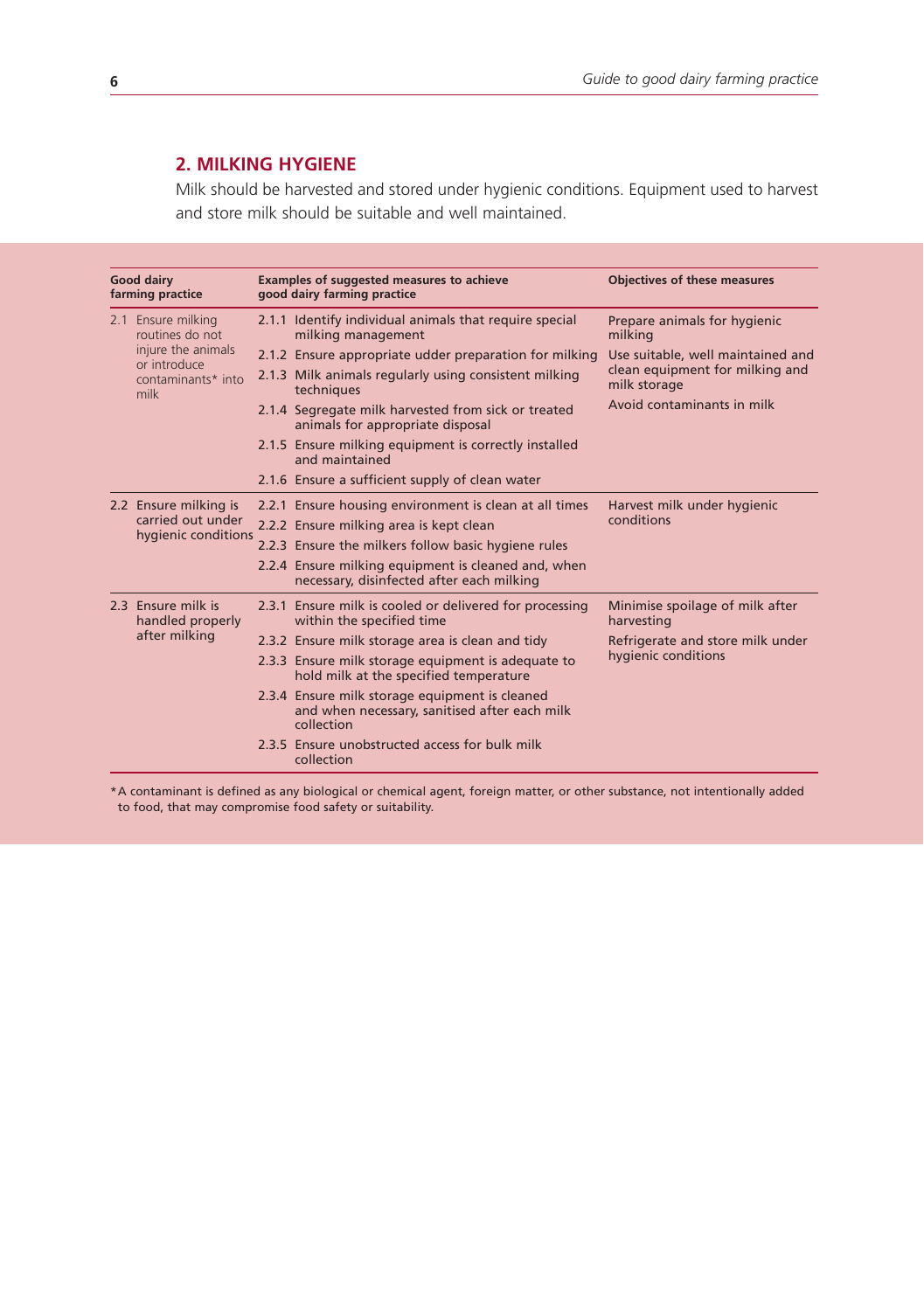## 2. MILKING HYGIENE

Milk should be harvested and stored under hygienic conditions. Equipment used to harvest and store milk should be suitable and well maintained.

| Good dairy farming practice | Examples of suggested measures to achieve good dairy farming practice | Objectives of these measures |
|---|---|---|
| 2.1 Ensure milking routines do not injure the animals or introduce contaminants* into milk | 2.1.1 Identify individual animals that require special milking management<br>2.1.2 Ensure appropriate udder preparation for milking<br>2.1.3 Milk animals regularly using consistent milking techniques<br>2.1.4 Segregate milk harvested from sick or treated animals for appropriate disposal<br>2.1.5 Ensure milking equipment is correctly installed and maintained<br>2.1.6 Ensure a sufficient supply of clean water | Prepare animals for hygienic milking<br>Use suitable, well maintained and clean equipment for milking and milk storage<br>Avoid contaminants in milk |
| 2.2 Ensure milking is carried out under hygienic conditions | 2.2.1 Ensure housing environment is clean at all times<br>2.2.2 Ensure milking area is kept clean<br>2.2.3 Ensure the milkers follow basic hygiene rules<br>2.2.4 Ensure milking equipment is cleaned and, when necessary, disinfected after each milking | Harvest milk under hygienic conditions |
| 2.3 Ensure milk is handled properly after milking | 2.3.1 Ensure milk is cooled or delivered for processing within the specified time<br>2.3.2 Ensure milk storage area is clean and tidy<br>2.3.3 Ensure milk storage equipment is adequate to hold milk at the specified temperature<br>2.3.4 Ensure milk storage equipment is cleaned and when necessary, sanitised after each milk collection<br>2.3.5 Ensure unobstructed access for bulk milk collection | Minimise spoilage of milk after harvesting<br>Refrigerate and store milk under hygienic conditions |

*A contaminant is defined as any biological or chemical agent, foreign matter, or other substance, not intentionally added to food, that may compromise food safety or suitability.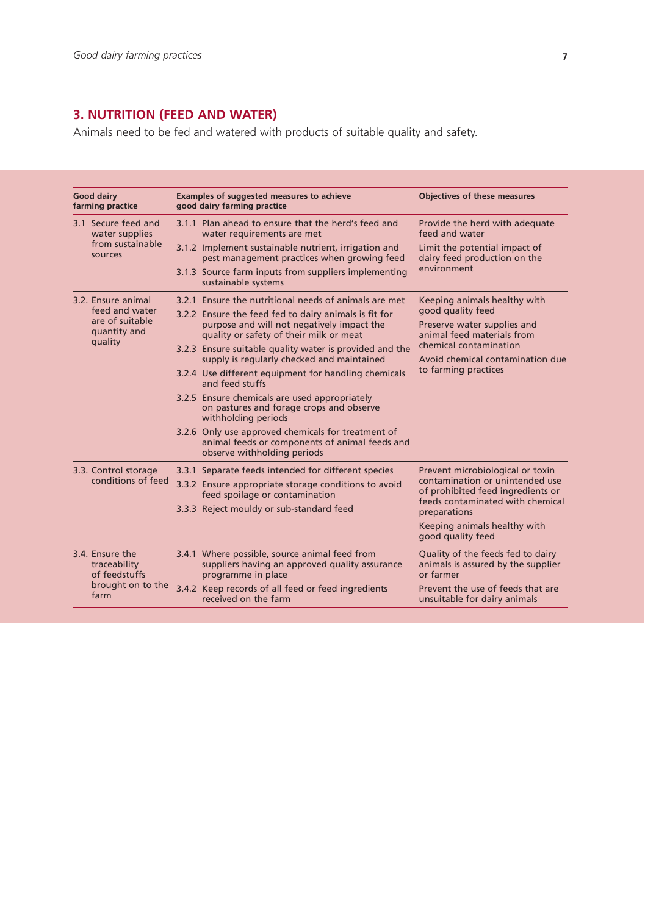## 3. NUTRITION (FEED AND WATER)

Animals need to be fed and watered with products of suitable quality and safety.

| Good dairy farming practice | Examples of suggested measures to achieve good dairy farming practice | Objectives of these measures |
|---|---|---|
| 3.1 Secure feed and water supplies from sustainable sources | 3.1.1 Plan ahead to ensure that the herd's feed and water requirements are met<br>3.1.2 Implement sustainable nutrient, irrigation and pest management practices when growing feed<br>3.1.3 Source farm inputs from suppliers implementing sustainable systems | Provide the herd with adequate feed and water<br>Limit the potential impact of dairy feed production on the environment |
| 3.2. Ensure animal feed and water are of suitable quantity and quality | 3.2.1 Ensure the nutritional needs of animals are met<br>3.2.2 Ensure the feed fed to dairy animals is fit for purpose and will not negatively impact the quality or safety of their milk or meat<br>3.2.3 Ensure suitable quality water is provided and the supply is regularly checked and maintained<br>3.2.4 Use different equipment for handling chemicals and feed stuffs<br>3.2.5 Ensure chemicals are used appropriately on pastures and forage crops and observe withholding periods<br>3.2.6 Only use approved chemicals for treatment of animal feeds or components of animal feeds and observe withholding periods | Keeping animals healthy with good quality feed<br>Preserve water supplies and animal feed materials from chemical contamination<br>Avoid chemical contamination due to farming practices |
| 3.3. Control storage conditions of feed | 3.3.1 Separate feeds intended for different species<br>3.3.2 Ensure appropriate storage conditions to avoid feed spoilage or contamination<br>3.3.3 Reject mouldy or sub-standard feed | Prevent microbiological or toxin contamination or unintended use of prohibited feed ingredients or feeds contaminated with chemical preparations<br>Keeping animals healthy with good quality feed |
| 3.4. Ensure the traceability of feedstuffs brought on to the farm | 3.4.1 Where possible, source animal feed from suppliers having an approved quality assurance programme in place<br>3.4.2 Keep records of all feed or feed ingredients received on the farm | Quality of the feeds fed to dairy animals is assured by the supplier or farmer<br>Prevent the use of feeds that are unsuitable for dairy animals |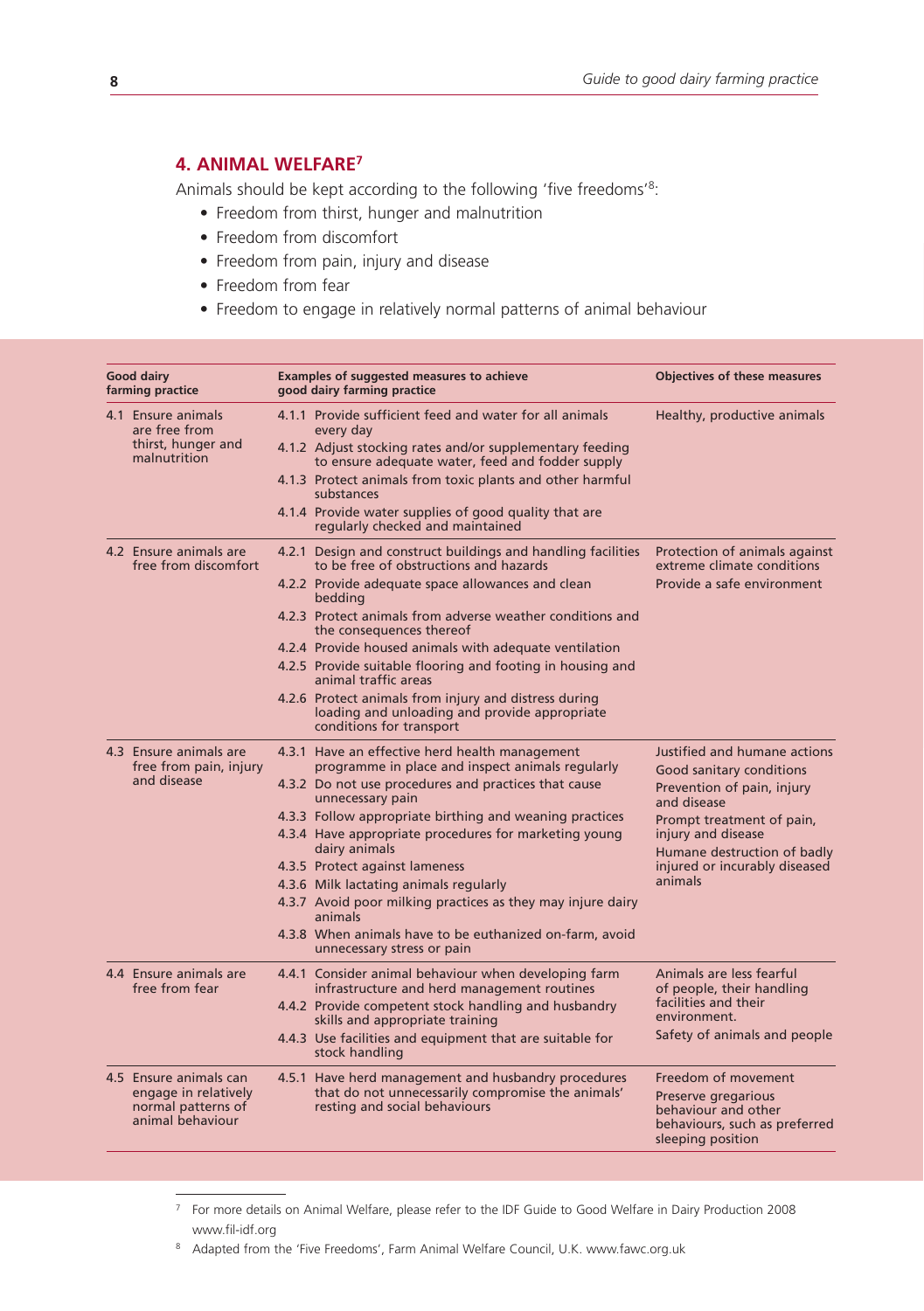## 4. ANIMAL WELFARE[7]

Animals should be kept according to the following 'five freedoms'[8]:

- Freedom from thirst, hunger and malnutrition
- Freedom from discomfort
- Freedom from pain, injury and disease
- Freedom from fear
- Freedom to engage in relatively normal patterns of animal behaviour

| Good dairy farming practice | Examples of suggested measures to achieve good dairy farming practice | Objectives of these measures |
|---|---|---|
| 4.1 Ensure animals are free from thirst, hunger and malnutrition | 4.1.1 Provide sufficient feed and water for all animals every day<br>4.1.2 Adjust stocking rates and/or supplementary feeding to ensure adequate water, feed and fodder supply<br>4.1.3 Protect animals from toxic plants and other harmful substances<br>4.1.4 Provide water supplies of good quality that are regularly checked and maintained | Healthy, productive animals |
| 4.2 Ensure animals are free from discomfort | 4.2.1 Design and construct buildings and handling facilities to be free of obstructions and hazards<br>4.2.2 Provide adequate space allowances and clean bedding<br>4.2.3 Protect animals from adverse weather conditions and the consequences thereof<br>4.2.4 Provide housed animals with adequate ventilation<br>4.2.5 Provide suitable flooring and footing in housing and animal traffic areas<br>4.2.6 Protect animals from injury and distress during loading and unloading and provide appropriate conditions for transport | Protection of animals against extreme climate conditions<br>Provide a safe environment |
| 4.3 Ensure animals are free from pain, injury and disease | 4.3.1 Have an effective herd health management programme in place and inspect animals regularly<br>4.3.2 Do not use procedures and practices that cause unnecessary pain<br>4.3.3 Follow appropriate birthing and weaning practices<br>4.3.4 Have appropriate procedures for marketing young dairy animals<br>4.3.5 Protect against lameness<br>4.3.6 Milk lactating animals regularly<br>4.3.7 Avoid poor milking practices as they may injure dairy animals<br>4.3.8 When animals have to be euthanized on-farm, avoid unnecessary stress or pain | Justified and humane actions<br>Good sanitary conditions<br>Prevention of pain, injury and disease<br>Prompt treatment of pain, injury and disease<br>Humane destruction of badly injured or incurably diseased animals |
| 4.4 Ensure animals are free from fear | 4.4.1 Consider animal behaviour when developing farm infrastructure and herd management routines<br>4.4.2 Provide competent stock handling and husbandry skills and appropriate training<br>4.4.3 Use facilities and equipment that are suitable for stock handling | Animals are less fearful of people, their handling facilities and their environment.<br>Safety of animals and people |
| 4.5 Ensure animals can engage in relatively normal patterns of animal behaviour | 4.5.1 Have herd management and husbandry procedures that do not unnecessarily compromise the animals' resting and social behaviours | Freedom of movement<br>Preserve gregarious behaviour and other behaviours, such as preferred sleeping position |

[7] For more details on Animal Welfare, please refer to the IDF Guide to Good Welfare in Dairy Production 2008 www.fil-idf.org

[8] Adapted from the 'Five Freedoms', Farm Animal Welfare Council, U.K. www.fawc.org.uk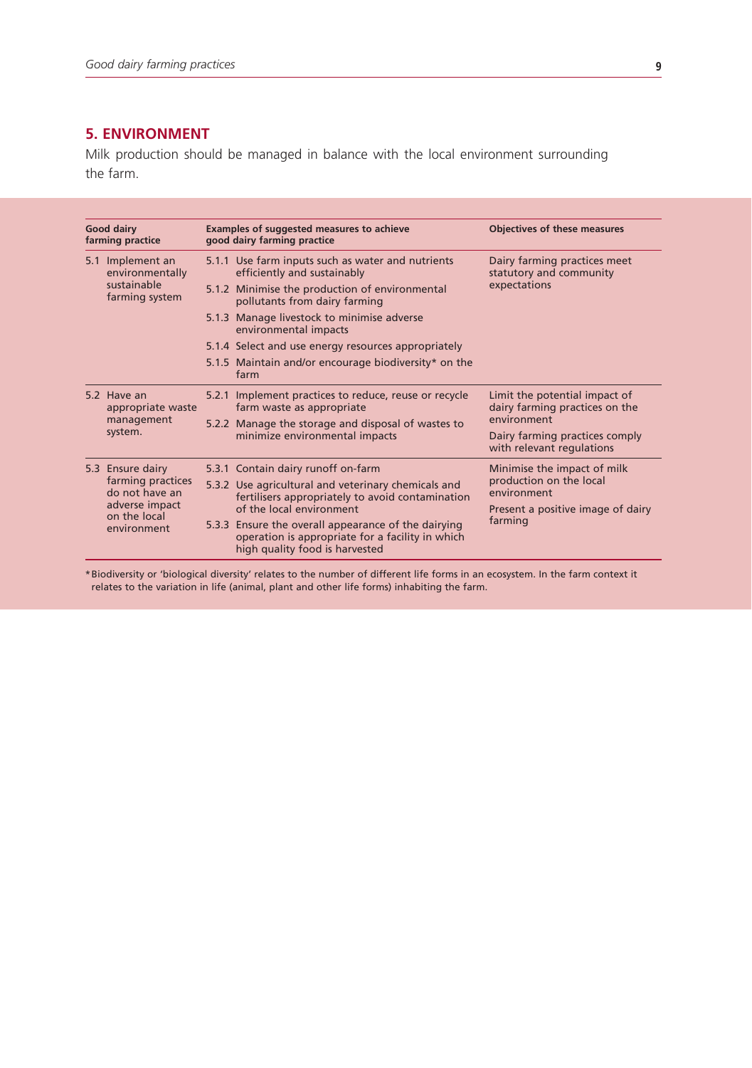## 5. ENVIRONMENT

Milk production should be managed in balance with the local environment surrounding the farm.

| Good dairy farming practice | Examples of suggested measures to achieve good dairy farming practice | Objectives of these measures |
|---|---|---|
| 5.1 Implement an environmentally sustainable farming system | 5.1.1 Use farm inputs such as water and nutrients efficiently and sustainably<br>5.1.2 Minimise the production of environmental pollutants from dairy farming<br>5.1.3 Manage livestock to minimise adverse environmental impacts<br>5.1.4 Select and use energy resources appropriately<br>5.1.5 Maintain and/or encourage biodiversity* on the farm | Dairy farming practices meet statutory and community expectations |
| 5.2 Have an appropriate waste management system. | 5.2.1 Implement practices to reduce, reuse or recycle farm waste as appropriate<br>5.2.2 Manage the storage and disposal of wastes to minimize environmental impacts | Limit the potential impact of dairy farming practices on the environment<br>Dairy farming practices comply with relevant regulations |
| 5.3 Ensure dairy farming practices do not have an adverse impact on the local environment | 5.3.1 Contain dairy runoff on-farm<br>5.3.2 Use agricultural and veterinary chemicals and fertilisers appropriately to avoid contamination of the local environment<br>5.3.3 Ensure the overall appearance of the dairying operation is appropriate for a facility in which high quality food is harvested | Minimise the impact of milk production on the local environment<br>Present a positive image of dairy farming |

*Biodiversity or 'biological diversity' relates to the number of different life forms in an ecosystem. In the farm context it relates to the variation in life (animal, plant and other life forms) inhabiting the farm.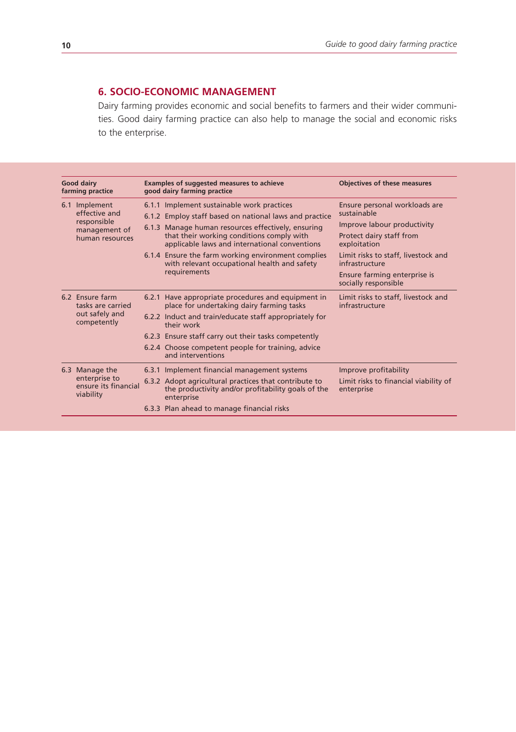## 6. SOCIO-ECONOMIC MANAGEMENT

Dairy farming provides economic and social benefits to farmers and their wider communities. Good dairy farming practice can also help to manage the social and economic risks to the enterprise.

| Good dairy farming practice | Examples of suggested measures to achieve good dairy farming practice | Objectives of these measures |
|---|---|---|
| 6.1 Implement effective and responsible management of human resources | 6.1.1 Implement sustainable work practices<br>6.1.2 Employ staff based on national laws and practice<br>6.1.3 Manage human resources effectively, ensuring that their working conditions comply with applicable laws and international conventions<br>6.1.4 Ensure the farm working environment complies with relevant occupational health and safety requirements | Ensure personal workloads are sustainable<br>Improve labour productivity<br>Protect dairy staff from exploitation<br>Limit risks to staff, livestock and infrastructure<br>Ensure farming enterprise is socially responsible |
| 6.2 Ensure farm tasks are carried out safely and competently | 6.2.1 Have appropriate procedures and equipment in place for undertaking dairy farming tasks<br>6.2.2 Induct and train/educate staff appropriately for their work<br>6.2.3 Ensure staff carry out their tasks competently<br>6.2.4 Choose competent people for training, advice and interventions | Limit risks to staff, livestock and infrastructure |
| 6.3 Manage the enterprise to ensure its financial viability | 6.3.1 Implement financial management systems<br>6.3.2 Adopt agricultural practices that contribute to the productivity and/or profitability goals of the enterprise<br>6.3.3 Plan ahead to manage financial risks | Improve profitability<br>Limit risks to financial viability of enterprise |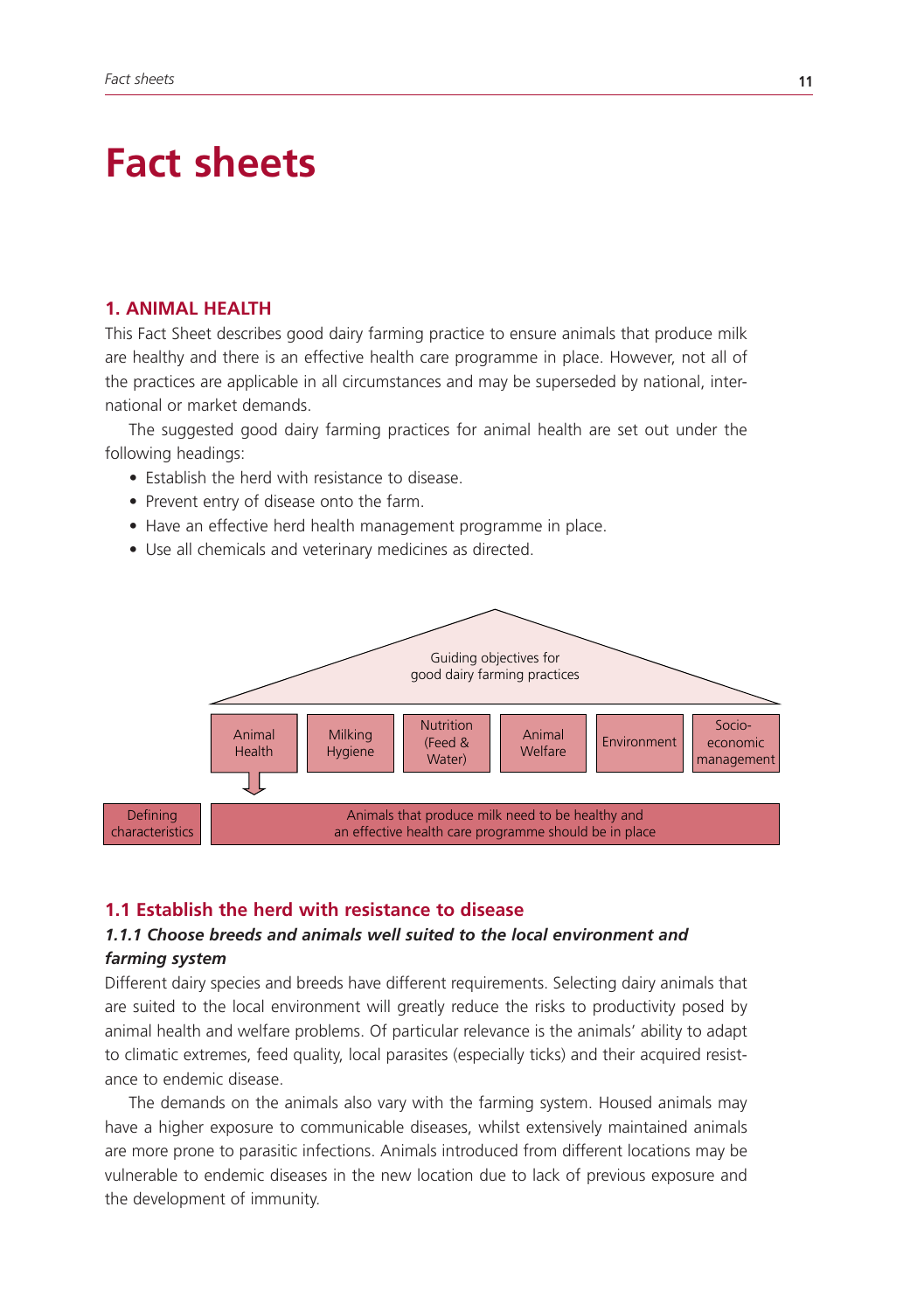# Fact sheets

## 1. ANIMAL HEALTH

This Fact Sheet describes good dairy farming practice to ensure animals that produce milk are healthy and there is an effective health care programme in place. However, not all of the practices are applicable in all circumstances and may be superseded by national, international or market demands.

The suggested good dairy farming practices for animal health are set out under the following headings:

- Establish the herd with resistance to disease.
- Prevent entry of disease onto the farm.
- Have an effective herd health management programme in place.
- Use all chemicals and veterinary medicines as directed.

Guiding objectives for good dairy farming practices

| Animal Health | Milking Hygiene | Nutrition (Feed & Water) | Animal Welfare | Environment | Socio-economic management |
|---|---|---|---|---|---|

| Defining characteristics | Animals that produce milk need to be healthy and an effective health care programme should be in place |
|---|---|

### 1.1 Establish the herd with resistance to disease

#### *1.1.1 Choose breeds and animals well suited to the local environment and farming system*

Different dairy species and breeds have different requirements. Selecting dairy animals that are suited to the local environment will greatly reduce the risks to productivity posed by animal health and welfare problems. Of particular relevance is the animals' ability to adapt to climatic extremes, feed quality, local parasites (especially ticks) and their acquired resistance to endemic disease.

The demands on the animals also vary with the farming system. Housed animals may have a higher exposure to communicable diseases, whilst extensively maintained animals are more prone to parasitic infections. Animals introduced from different locations may be vulnerable to endemic diseases in the new location due to lack of previous exposure and the development of immunity.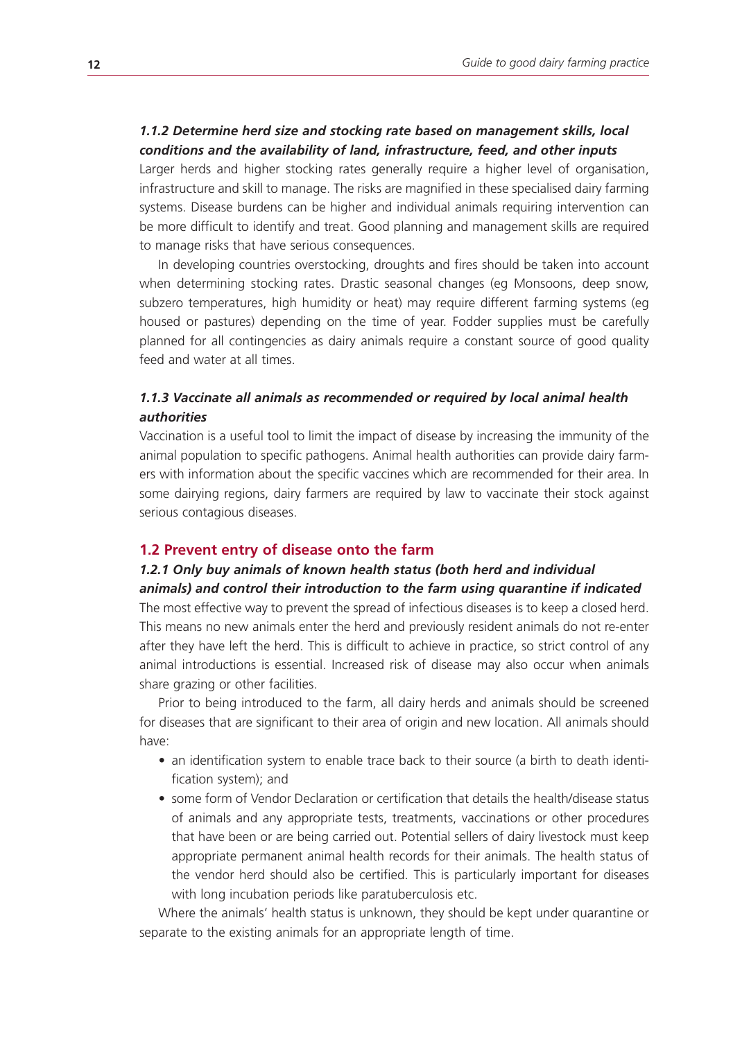#### *1.1.2 Determine herd size and stocking rate based on management skills, local conditions and the availability of land, infrastructure, feed, and other inputs*

Larger herds and higher stocking rates generally require a higher level of organisation, infrastructure and skill to manage. The risks are magnified in these specialised dairy farming systems. Disease burdens can be higher and individual animals requiring intervention can be more difficult to identify and treat. Good planning and management skills are required to manage risks that have serious consequences.

In developing countries overstocking, droughts and fires should be taken into account when determining stocking rates. Drastic seasonal changes (eg Monsoons, deep snow, subzero temperatures, high humidity or heat) may require different farming systems (eg housed or pastures) depending on the time of year. Fodder supplies must be carefully planned for all contingencies as dairy animals require a constant source of good quality feed and water at all times.

#### *1.1.3 Vaccinate all animals as recommended or required by local animal health authorities*

Vaccination is a useful tool to limit the impact of disease by increasing the immunity of the animal population to specific pathogens. Animal health authorities can provide dairy farmers with information about the specific vaccines which are recommended for their area. In some dairying regions, dairy farmers are required by law to vaccinate their stock against serious contagious diseases.

### 1.2 Prevent entry of disease onto the farm

#### *1.2.1 Only buy animals of known health status (both herd and individual animals) and control their introduction to the farm using quarantine if indicated*

The most effective way to prevent the spread of infectious diseases is to keep a closed herd. This means no new animals enter the herd and previously resident animals do not re-enter after they have left the herd. This is difficult to achieve in practice, so strict control of any animal introductions is essential. Increased risk of disease may also occur when animals share grazing or other facilities.

Prior to being introduced to the farm, all dairy herds and animals should be screened for diseases that are significant to their area of origin and new location. All animals should have:

- an identification system to enable trace back to their source (a birth to death identification system); and
- some form of Vendor Declaration or certification that details the health/disease status of animals and any appropriate tests, treatments, vaccinations or other procedures that have been or are being carried out. Potential sellers of dairy livestock must keep appropriate permanent animal health records for their animals. The health status of the vendor herd should also be certified. This is particularly important for diseases with long incubation periods like paratuberculosis etc.

Where the animals' health status is unknown, they should be kept under quarantine or separate to the existing animals for an appropriate length of time.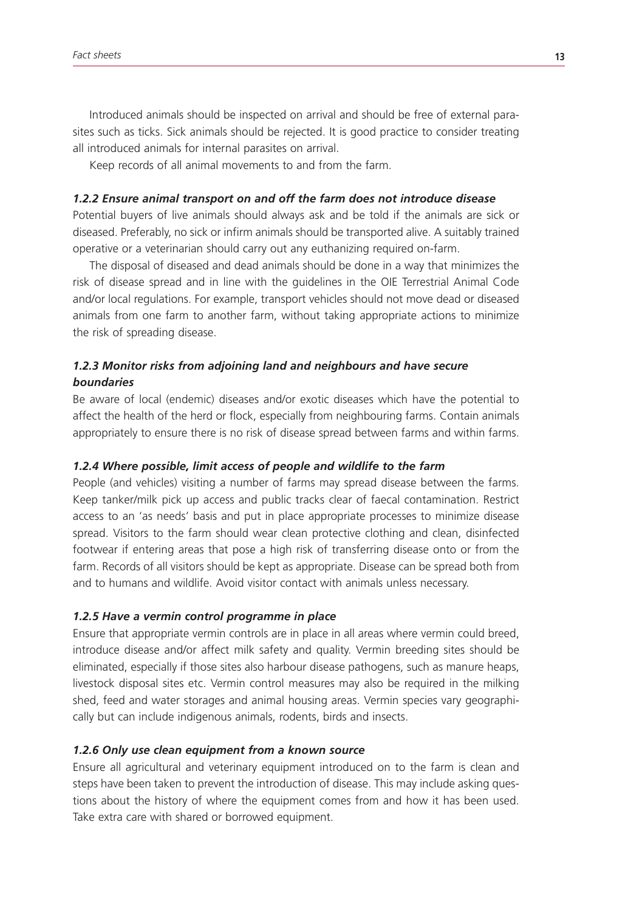Introduced animals should be inspected on arrival and should be free of external parasites such as ticks. Sick animals should be rejected. It is good practice to consider treating all introduced animals for internal parasites on arrival.

Keep records of all animal movements to and from the farm.

#### *1.2.2 Ensure animal transport on and off the farm does not introduce disease*

Potential buyers of live animals should always ask and be told if the animals are sick or diseased. Preferably, no sick or infirm animals should be transported alive. A suitably trained operative or a veterinarian should carry out any euthanizing required on-farm.

The disposal of diseased and dead animals should be done in a way that minimizes the risk of disease spread and in line with the guidelines in the OIE Terrestrial Animal Code and/or local regulations. For example, transport vehicles should not move dead or diseased animals from one farm to another farm, without taking appropriate actions to minimize the risk of spreading disease.

#### *1.2.3 Monitor risks from adjoining land and neighbours and have secure boundaries*

Be aware of local (endemic) diseases and/or exotic diseases which have the potential to affect the health of the herd or flock, especially from neighbouring farms. Contain animals appropriately to ensure there is no risk of disease spread between farms and within farms.

#### *1.2.4 Where possible, limit access of people and wildlife to the farm*

People (and vehicles) visiting a number of farms may spread disease between the farms. Keep tanker/milk pick up access and public tracks clear of faecal contamination. Restrict access to an 'as needs' basis and put in place appropriate processes to minimize disease spread. Visitors to the farm should wear clean protective clothing and clean, disinfected footwear if entering areas that pose a high risk of transferring disease onto or from the farm. Records of all visitors should be kept as appropriate. Disease can be spread both from and to humans and wildlife. Avoid visitor contact with animals unless necessary.

#### *1.2.5 Have a vermin control programme in place*

Ensure that appropriate vermin controls are in place in all areas where vermin could breed, introduce disease and/or affect milk safety and quality. Vermin breeding sites should be eliminated, especially if those sites also harbour disease pathogens, such as manure heaps, livestock disposal sites etc. Vermin control measures may also be required in the milking shed, feed and water storages and animal housing areas. Vermin species vary geographically but can include indigenous animals, rodents, birds and insects.

#### *1.2.6 Only use clean equipment from a known source*

Ensure all agricultural and veterinary equipment introduced on to the farm is clean and steps have been taken to prevent the introduction of disease. This may include asking questions about the history of where the equipment comes from and how it has been used. Take extra care with shared or borrowed equipment.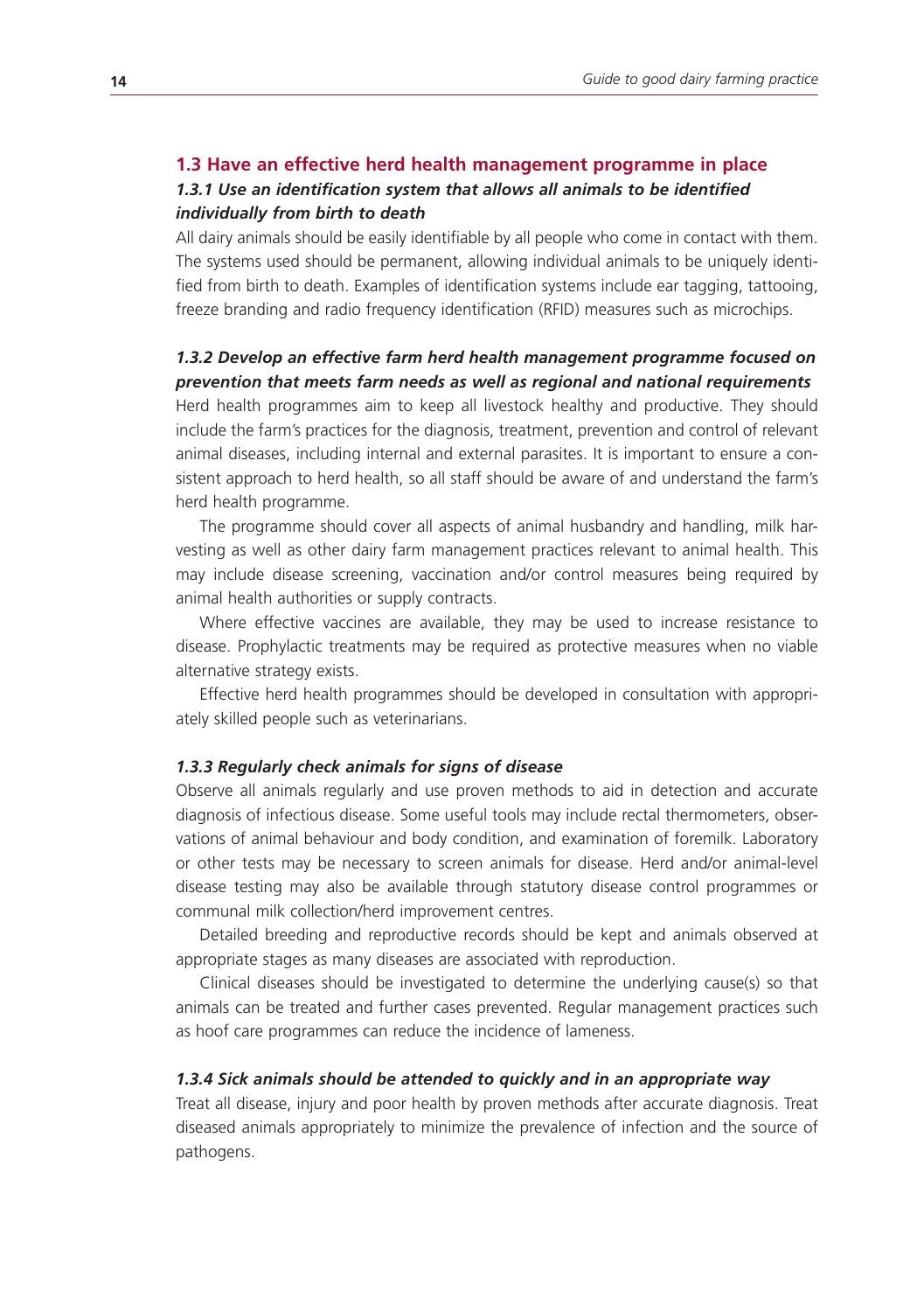## 1.3 Have an effective herd health management programme in place

### *1.3.1 Use an identification system that allows all animals to be identified individually from birth to death*

All dairy animals should be easily identifiable by all people who come in contact with them. The systems used should be permanent, allowing individual animals to be uniquely identified from birth to death. Examples of identification systems include ear tagging, tattooing, freeze branding and radio frequency identification (RFID) measures such as microchips.

### *1.3.2 Develop an effective farm herd health management programme focused on prevention that meets farm needs as well as regional and national requirements*

Herd health programmes aim to keep all livestock healthy and productive. They should include the farm's practices for the diagnosis, treatment, prevention and control of relevant animal diseases, including internal and external parasites. It is important to ensure a consistent approach to herd health, so all staff should be aware of and understand the farm's herd health programme.

The programme should cover all aspects of animal husbandry and handling, milk harvesting as well as other dairy farm management practices relevant to animal health. This may include disease screening, vaccination and/or control measures being required by animal health authorities or supply contracts.

Where effective vaccines are available, they may be used to increase resistance to disease. Prophylactic treatments may be required as protective measures when no viable alternative strategy exists.

Effective herd health programmes should be developed in consultation with appropriately skilled people such as veterinarians.

### *1.3.3 Regularly check animals for signs of disease*

Observe all animals regularly and use proven methods to aid in detection and accurate diagnosis of infectious disease. Some useful tools may include rectal thermometers, observations of animal behaviour and body condition, and examination of foremilk. Laboratory or other tests may be necessary to screen animals for disease. Herd and/or animal-level disease testing may also be available through statutory disease control programmes or communal milk collection/herd improvement centres.

Detailed breeding and reproductive records should be kept and animals observed at appropriate stages as many diseases are associated with reproduction.

Clinical diseases should be investigated to determine the underlying cause(s) so that animals can be treated and further cases prevented. Regular management practices such as hoof care programmes can reduce the incidence of lameness.

### *1.3.4 Sick animals should be attended to quickly and in an appropriate way*

Treat all disease, injury and poor health by proven methods after accurate diagnosis. Treat diseased animals appropriately to minimize the prevalence of infection and the source of pathogens.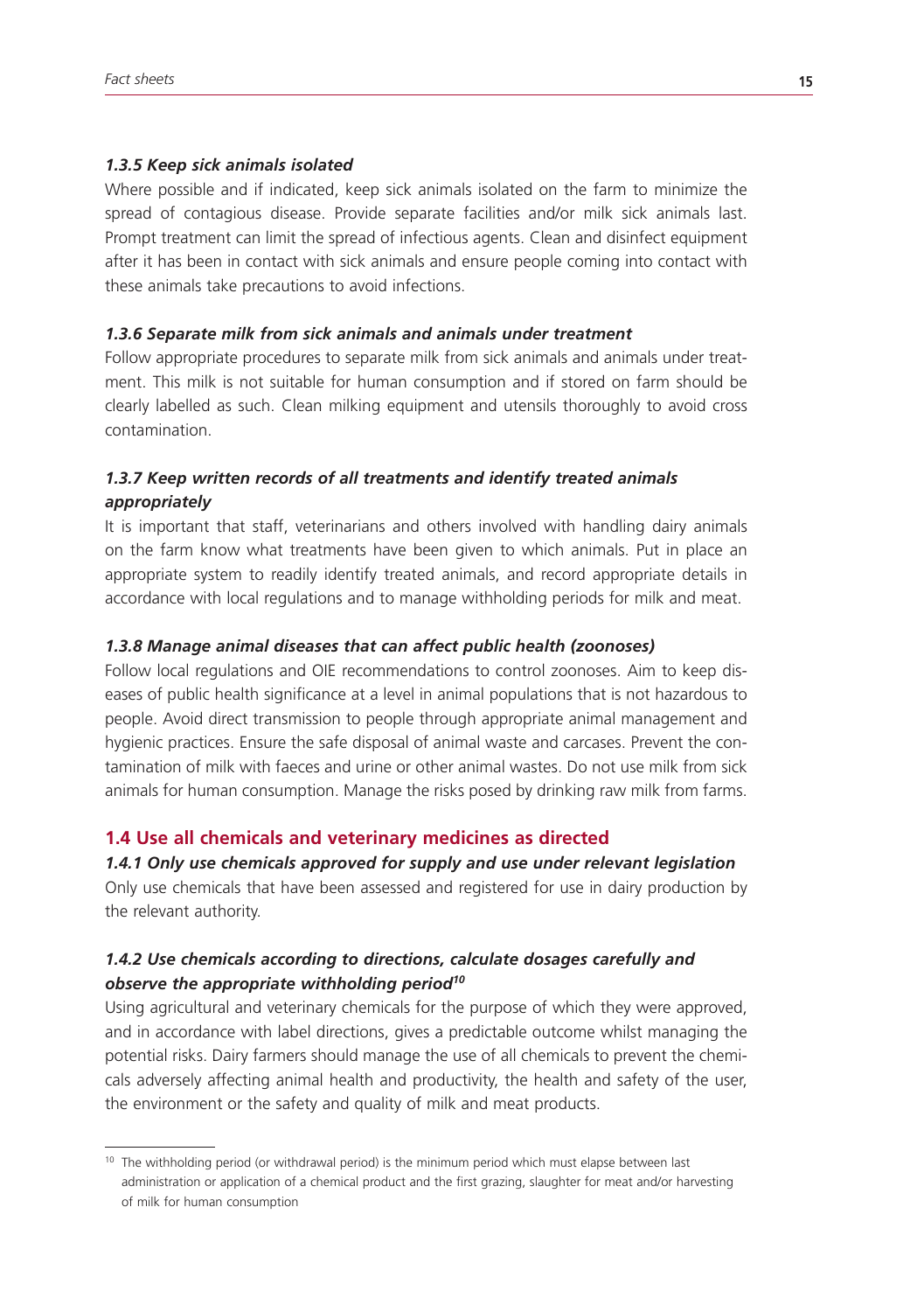#### *1.3.5 Keep sick animals isolated*

Where possible and if indicated, keep sick animals isolated on the farm to minimize the spread of contagious disease. Provide separate facilities and/or milk sick animals last. Prompt treatment can limit the spread of infectious agents. Clean and disinfect equipment after it has been in contact with sick animals and ensure people coming into contact with these animals take precautions to avoid infections.

#### *1.3.6 Separate milk from sick animals and animals under treatment*

Follow appropriate procedures to separate milk from sick animals and animals under treatment. This milk is not suitable for human consumption and if stored on farm should be clearly labelled as such. Clean milking equipment and utensils thoroughly to avoid cross contamination.

#### *1.3.7 Keep written records of all treatments and identify treated animals appropriately*

It is important that staff, veterinarians and others involved with handling dairy animals on the farm know what treatments have been given to which animals. Put in place an appropriate system to readily identify treated animals, and record appropriate details in accordance with local regulations and to manage withholding periods for milk and meat.

#### *1.3.8 Manage animal diseases that can affect public health (zoonoses)*

Follow local regulations and OIE recommendations to control zoonoses. Aim to keep diseases of public health significance at a level in animal populations that is not hazardous to people. Avoid direct transmission to people through appropriate animal management and hygienic practices. Ensure the safe disposal of animal waste and carcases. Prevent the contamination of milk with faeces and urine or other animal wastes. Do not use milk from sick animals for human consumption. Manage the risks posed by drinking raw milk from farms.

### 1.4 Use all chemicals and veterinary medicines as directed

#### *1.4.1 Only use chemicals approved for supply and use under relevant legislation*

Only use chemicals that have been assessed and registered for use in dairy production by the relevant authority.

#### *1.4.2 Use chemicals according to directions, calculate dosages carefully and observe the appropriate withholding period[10]*

Using agricultural and veterinary chemicals for the purpose of which they were approved, and in accordance with label directions, gives a predictable outcome whilst managing the potential risks. Dairy farmers should manage the use of all chemicals to prevent the chemicals adversely affecting animal health and productivity, the health and safety of the user, the environment or the safety and quality of milk and meat products.

---

[10] The withholding period (or withdrawal period) is the minimum period which must elapse between last administration or application of a chemical product and the first grazing, slaughter for meat and/or harvesting of milk for human consumption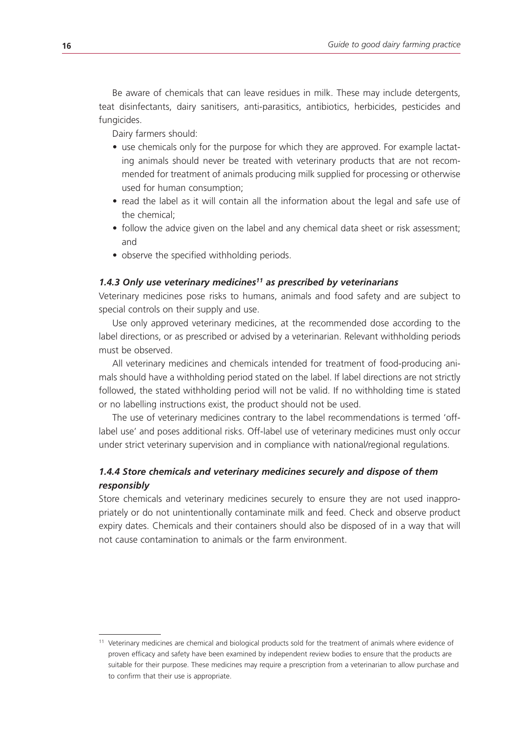Be aware of chemicals that can leave residues in milk. These may include detergents, teat disinfectants, dairy sanitisers, anti-parasitics, antibiotics, herbicides, pesticides and fungicides.

Dairy farmers should:

- use chemicals only for the purpose for which they are approved. For example lactating animals should never be treated with veterinary products that are not recommended for treatment of animals producing milk supplied for processing or otherwise used for human consumption;
- read the label as it will contain all the information about the legal and safe use of the chemical;
- follow the advice given on the label and any chemical data sheet or risk assessment; and
- observe the specified withholding periods.

#### *1.4.3 Only use veterinary medicines[11] as prescribed by veterinarians*

Veterinary medicines pose risks to humans, animals and food safety and are subject to special controls on their supply and use.

Use only approved veterinary medicines, at the recommended dose according to the label directions, or as prescribed or advised by a veterinarian. Relevant withholding periods must be observed.

All veterinary medicines and chemicals intended for treatment of food-producing animals should have a withholding period stated on the label. If label directions are not strictly followed, the stated withholding period will not be valid. If no withholding time is stated or no labelling instructions exist, the product should not be used.

The use of veterinary medicines contrary to the label recommendations is termed 'off-label use' and poses additional risks. Off-label use of veterinary medicines must only occur under strict veterinary supervision and in compliance with national/regional regulations.

#### *1.4.4 Store chemicals and veterinary medicines securely and dispose of them responsibly*

Store chemicals and veterinary medicines securely to ensure they are not used inappropriately or do not unintentionally contaminate milk and feed. Check and observe product expiry dates. Chemicals and their containers should also be disposed of in a way that will not cause contamination to animals or the farm environment.

---

[11] Veterinary medicines are chemical and biological products sold for the treatment of animals where evidence of proven efficacy and safety have been examined by independent review bodies to ensure that the products are suitable for their purpose. These medicines may require a prescription from a veterinarian to allow purchase and to confirm that their use is appropriate.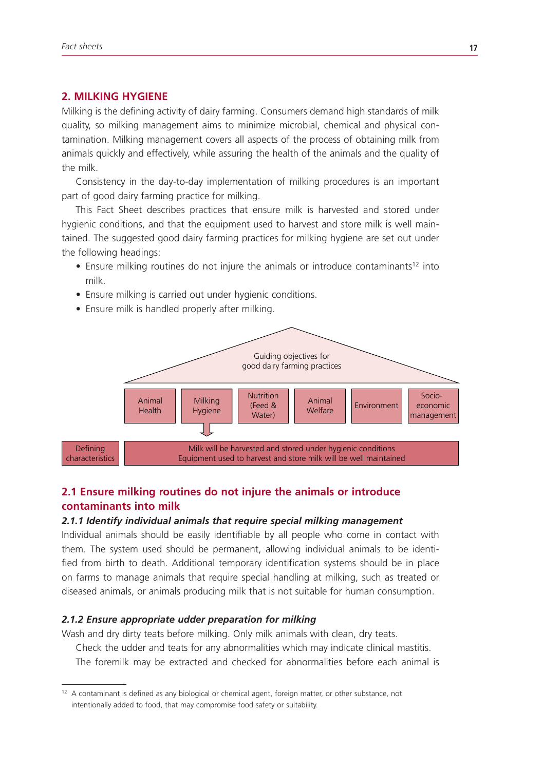## 2. MILKING HYGIENE

Milking is the defining activity of dairy farming. Consumers demand high standards of milk quality, so milking management aims to minimize microbial, chemical and physical contamination. Milking management covers all aspects of the process of obtaining milk from animals quickly and effectively, while assuring the health of the animals and the quality of the milk.

Consistency in the day-to-day implementation of milking procedures is an important part of good dairy farming practice for milking.

This Fact Sheet describes practices that ensure milk is harvested and stored under hygienic conditions, and that the equipment used to harvest and store milk is well maintained. The suggested good dairy farming practices for milking hygiene are set out under the following headings:

- Ensure milking routines do not injure the animals or introduce contaminants[12] into milk.
- Ensure milking is carried out under hygienic conditions.
- Ensure milk is handled properly after milking.

Guiding objectives for good dairy farming practices

| Animal Health | Milking Hygiene | Nutrition (Feed & Water) | Animal Welfare | Environment | Socio-economic management |
|---|---|---|---|---|---|

Defining characteristics: Milk will be harvested and stored under hygienic conditions. Equipment used to harvest and store milk will be well maintained

### 2.1 Ensure milking routines do not injure the animals or introduce contaminants into milk

#### *2.1.1 Identify individual animals that require special milking management*

Individual animals should be easily identifiable by all people who come in contact with them. The system used should be permanent, allowing individual animals to be identified from birth to death. Additional temporary identification systems should be in place on farms to manage animals that require special handling at milking, such as treated or diseased animals, or animals producing milk that is not suitable for human consumption.

#### *2.1.2 Ensure appropriate udder preparation for milking*

Wash and dry dirty teats before milking. Only milk animals with clean, dry teats.

Check the udder and teats for any abnormalities which may indicate clinical mastitis.

The foremilk may be extracted and checked for abnormalities before each animal is

[12] A contaminant is defined as any biological or chemical agent, foreign matter, or other substance, not intentionally added to food, that may compromise food safety or suitability.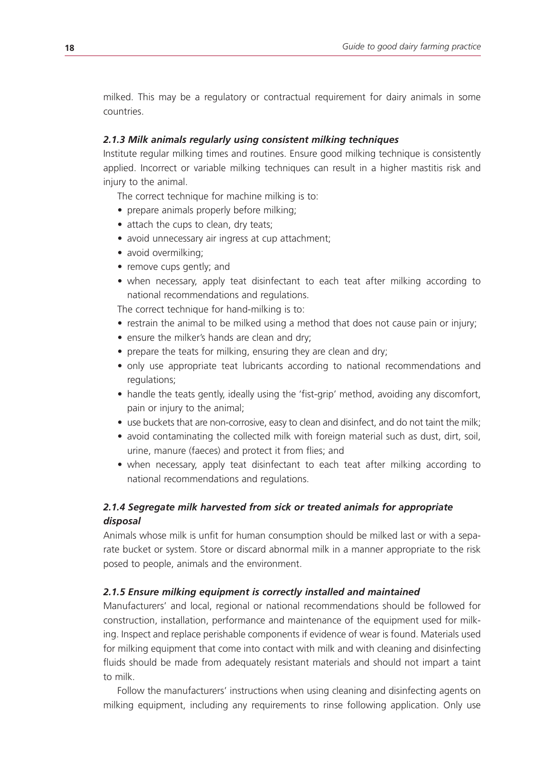milked. This may be a regulatory or contractual requirement for dairy animals in some countries.

#### *2.1.3 Milk animals regularly using consistent milking techniques*

Institute regular milking times and routines. Ensure good milking technique is consistently applied. Incorrect or variable milking techniques can result in a higher mastitis risk and injury to the animal.

The correct technique for machine milking is to:

- prepare animals properly before milking;
- attach the cups to clean, dry teats;
- avoid unnecessary air ingress at cup attachment;
- avoid overmilking;
- remove cups gently; and
- when necessary, apply teat disinfectant to each teat after milking according to national recommendations and regulations.

The correct technique for hand-milking is to:

- restrain the animal to be milked using a method that does not cause pain or injury;
- ensure the milker's hands are clean and dry;
- prepare the teats for milking, ensuring they are clean and dry;
- only use appropriate teat lubricants according to national recommendations and regulations;
- handle the teats gently, ideally using the 'fist-grip' method, avoiding any discomfort, pain or injury to the animal;
- use buckets that are non-corrosive, easy to clean and disinfect, and do not taint the milk;
- avoid contaminating the collected milk with foreign material such as dust, dirt, soil, urine, manure (faeces) and protect it from flies; and
- when necessary, apply teat disinfectant to each teat after milking according to national recommendations and regulations.

#### *2.1.4 Segregate milk harvested from sick or treated animals for appropriate disposal*

Animals whose milk is unfit for human consumption should be milked last or with a separate bucket or system. Store or discard abnormal milk in a manner appropriate to the risk posed to people, animals and the environment.

#### *2.1.5 Ensure milking equipment is correctly installed and maintained*

Manufacturers' and local, regional or national recommendations should be followed for construction, installation, performance and maintenance of the equipment used for milking. Inspect and replace perishable components if evidence of wear is found. Materials used for milking equipment that come into contact with milk and with cleaning and disinfecting fluids should be made from adequately resistant materials and should not impart a taint to milk.

Follow the manufacturers' instructions when using cleaning and disinfecting agents on milking equipment, including any requirements to rinse following application. Only use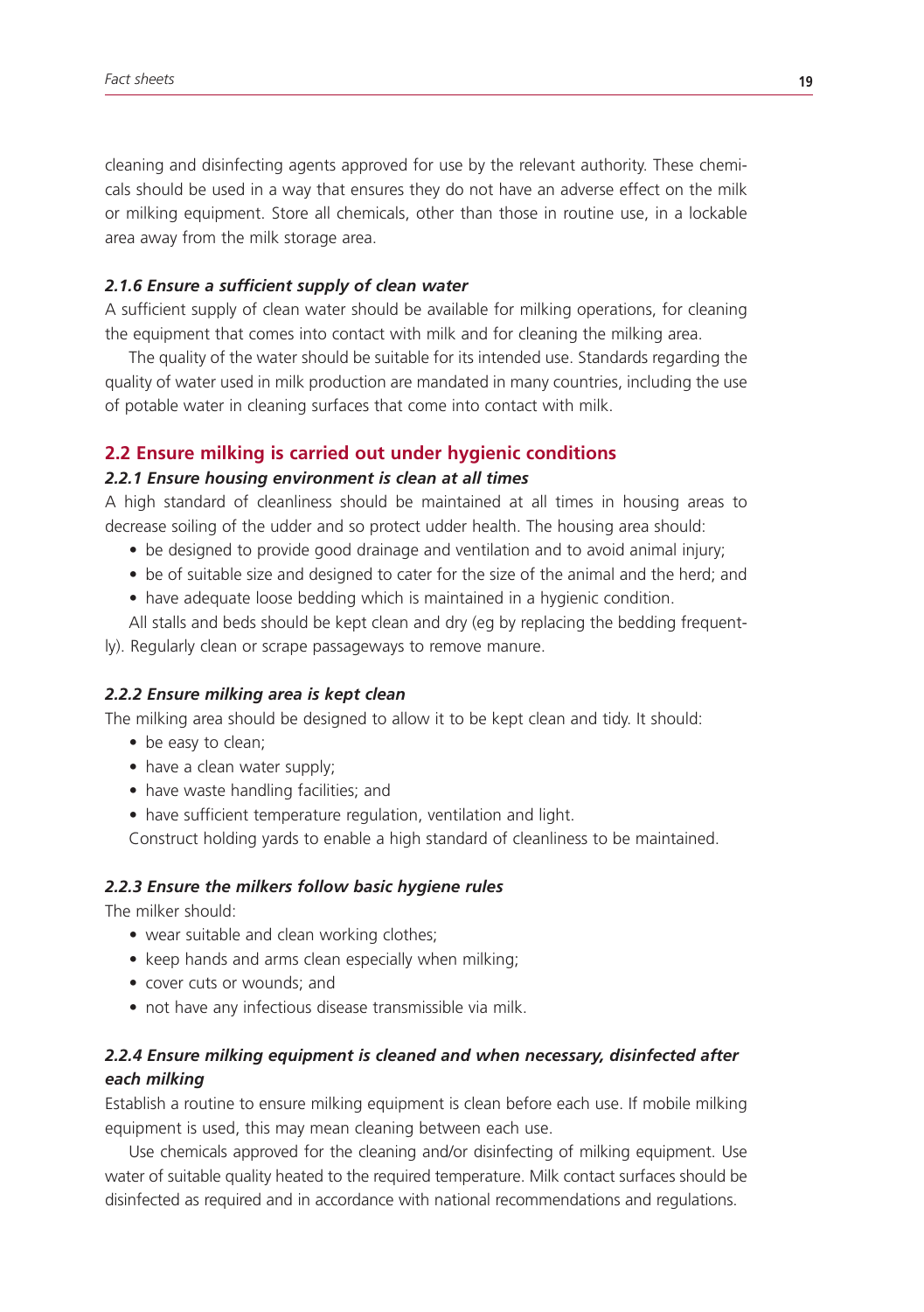cleaning and disinfecting agents approved for use by the relevant authority. These chemicals should be used in a way that ensures they do not have an adverse effect on the milk or milking equipment. Store all chemicals, other than those in routine use, in a lockable area away from the milk storage area.

#### *2.1.6 Ensure a sufficient supply of clean water*

A sufficient supply of clean water should be available for milking operations, for cleaning the equipment that comes into contact with milk and for cleaning the milking area.

The quality of the water should be suitable for its intended use. Standards regarding the quality of water used in milk production are mandated in many countries, including the use of potable water in cleaning surfaces that come into contact with milk.

### 2.2 Ensure milking is carried out under hygienic conditions

#### *2.2.1 Ensure housing environment is clean at all times*

A high standard of cleanliness should be maintained at all times in housing areas to decrease soiling of the udder and so protect udder health. The housing area should:

- be designed to provide good drainage and ventilation and to avoid animal injury;
- be of suitable size and designed to cater for the size of the animal and the herd; and
- have adequate loose bedding which is maintained in a hygienic condition.

All stalls and beds should be kept clean and dry (eg by replacing the bedding frequently). Regularly clean or scrape passageways to remove manure.

#### *2.2.2 Ensure milking area is kept clean*

The milking area should be designed to allow it to be kept clean and tidy. It should:

- be easy to clean;
- have a clean water supply;
- have waste handling facilities; and
- have sufficient temperature regulation, ventilation and light.

Construct holding yards to enable a high standard of cleanliness to be maintained.

#### *2.2.3 Ensure the milkers follow basic hygiene rules*

The milker should:

- wear suitable and clean working clothes;
- keep hands and arms clean especially when milking;
- cover cuts or wounds; and
- not have any infectious disease transmissible via milk.

#### *2.2.4 Ensure milking equipment is cleaned and when necessary, disinfected after each milking*

Establish a routine to ensure milking equipment is clean before each use. If mobile milking equipment is used, this may mean cleaning between each use.

Use chemicals approved for the cleaning and/or disinfecting of milking equipment. Use water of suitable quality heated to the required temperature. Milk contact surfaces should be disinfected as required and in accordance with national recommendations and regulations.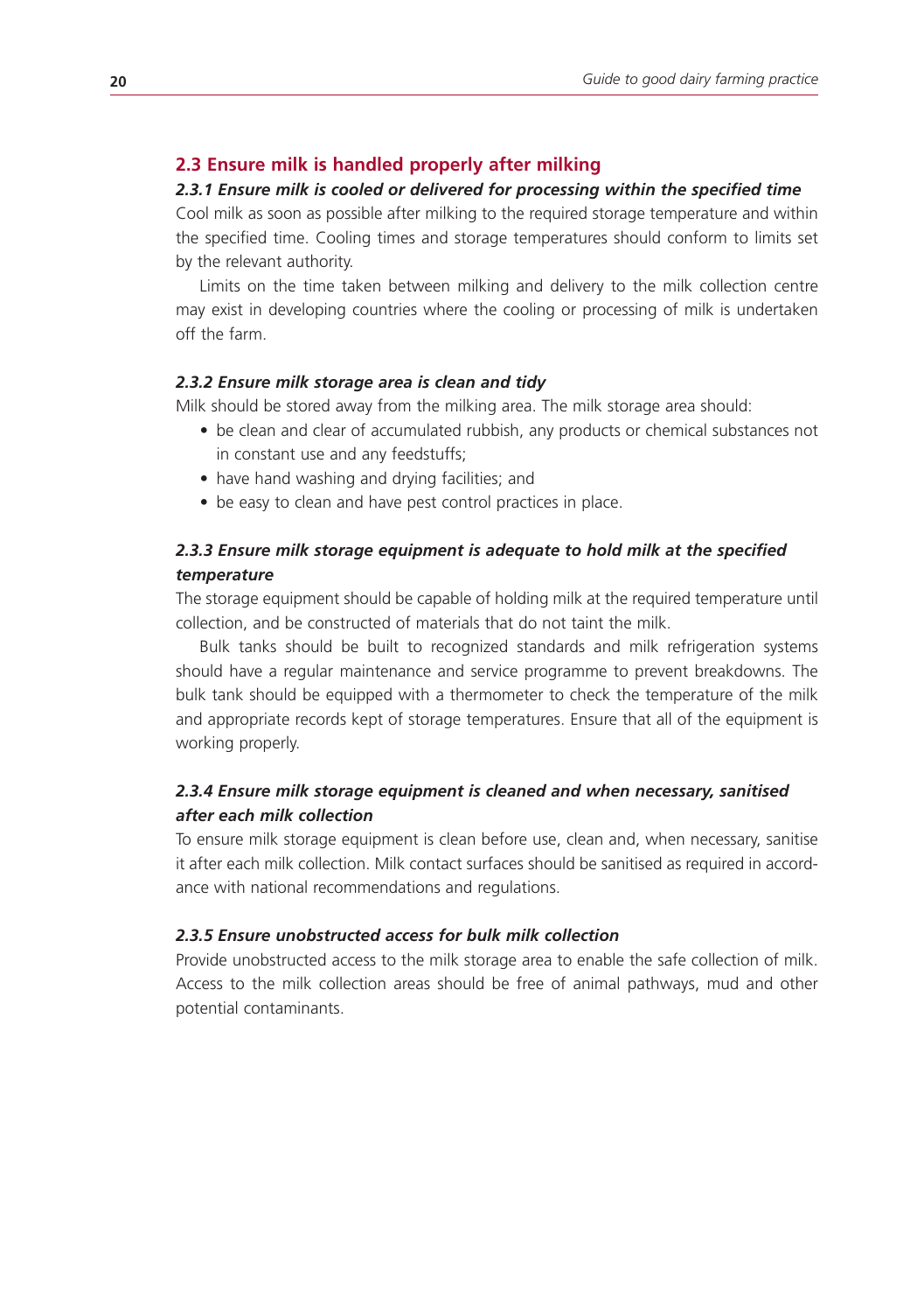## 2.3 Ensure milk is handled properly after milking

### *2.3.1 Ensure milk is cooled or delivered for processing within the specified time*

Cool milk as soon as possible after milking to the required storage temperature and within the specified time. Cooling times and storage temperatures should conform to limits set by the relevant authority.

Limits on the time taken between milking and delivery to the milk collection centre may exist in developing countries where the cooling or processing of milk is undertaken off the farm.

### *2.3.2 Ensure milk storage area is clean and tidy*

Milk should be stored away from the milking area. The milk storage area should:

- be clean and clear of accumulated rubbish, any products or chemical substances not in constant use and any feedstuffs;
- have hand washing and drying facilities; and
- be easy to clean and have pest control practices in place.

### *2.3.3 Ensure milk storage equipment is adequate to hold milk at the specified temperature*

The storage equipment should be capable of holding milk at the required temperature until collection, and be constructed of materials that do not taint the milk.

Bulk tanks should be built to recognized standards and milk refrigeration systems should have a regular maintenance and service programme to prevent breakdowns. The bulk tank should be equipped with a thermometer to check the temperature of the milk and appropriate records kept of storage temperatures. Ensure that all of the equipment is working properly.

### *2.3.4 Ensure milk storage equipment is cleaned and when necessary, sanitised after each milk collection*

To ensure milk storage equipment is clean before use, clean and, when necessary, sanitise it after each milk collection. Milk contact surfaces should be sanitised as required in accordance with national recommendations and regulations.

### *2.3.5 Ensure unobstructed access for bulk milk collection*

Provide unobstructed access to the milk storage area to enable the safe collection of milk. Access to the milk collection areas should be free of animal pathways, mud and other potential contaminants.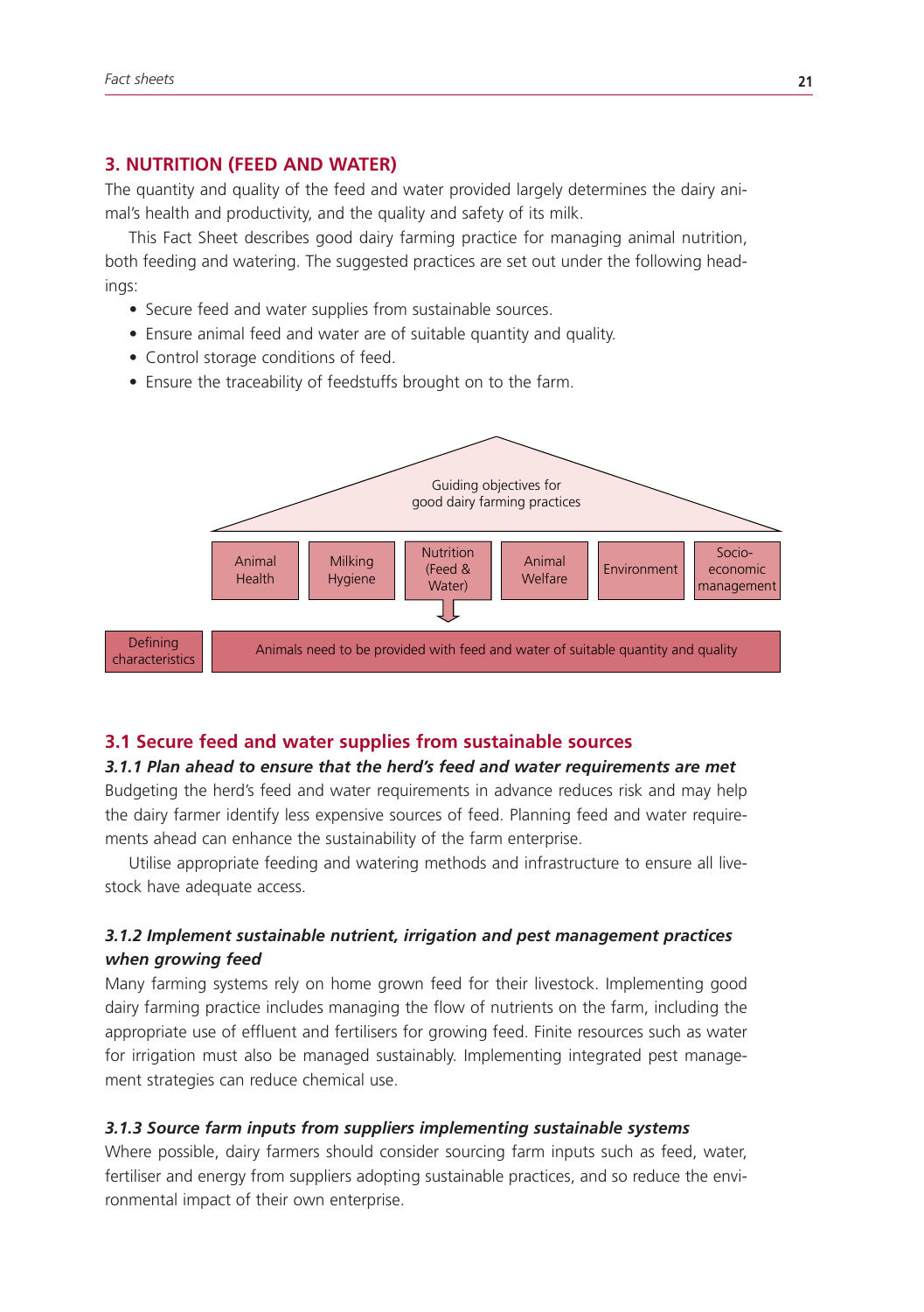## 3. NUTRITION (FEED AND WATER)

The quantity and quality of the feed and water provided largely determines the dairy animal's health and productivity, and the quality and safety of its milk.

This Fact Sheet describes good dairy farming practice for managing animal nutrition, both feeding and watering. The suggested practices are set out under the following headings:

- Secure feed and water supplies from sustainable sources.
- Ensure animal feed and water are of suitable quantity and quality.
- Control storage conditions of feed.
- Ensure the traceability of feedstuffs brought on to the farm.

Guiding objectives for good dairy farming practices

| Animal Health | Milking Hygiene | Nutrition (Feed & Water) | Animal Welfare | Environment | Socio-economic management |
|---|---|---|---|---|---|

Defining characteristics: Animals need to be provided with feed and water of suitable quantity and quality

### 3.1 Secure feed and water supplies from sustainable sources

#### *3.1.1 Plan ahead to ensure that the herd's feed and water requirements are met*

Budgeting the herd's feed and water requirements in advance reduces risk and may help the dairy farmer identify less expensive sources of feed. Planning feed and water requirements ahead can enhance the sustainability of the farm enterprise.

Utilise appropriate feeding and watering methods and infrastructure to ensure all livestock have adequate access.

#### *3.1.2 Implement sustainable nutrient, irrigation and pest management practices when growing feed*

Many farming systems rely on home grown feed for their livestock. Implementing good dairy farming practice includes managing the flow of nutrients on the farm, including the appropriate use of effluent and fertilisers for growing feed. Finite resources such as water for irrigation must also be managed sustainably. Implementing integrated pest management strategies can reduce chemical use.

#### *3.1.3 Source farm inputs from suppliers implementing sustainable systems*

Where possible, dairy farmers should consider sourcing farm inputs such as feed, water, fertiliser and energy from suppliers adopting sustainable practices, and so reduce the environmental impact of their own enterprise.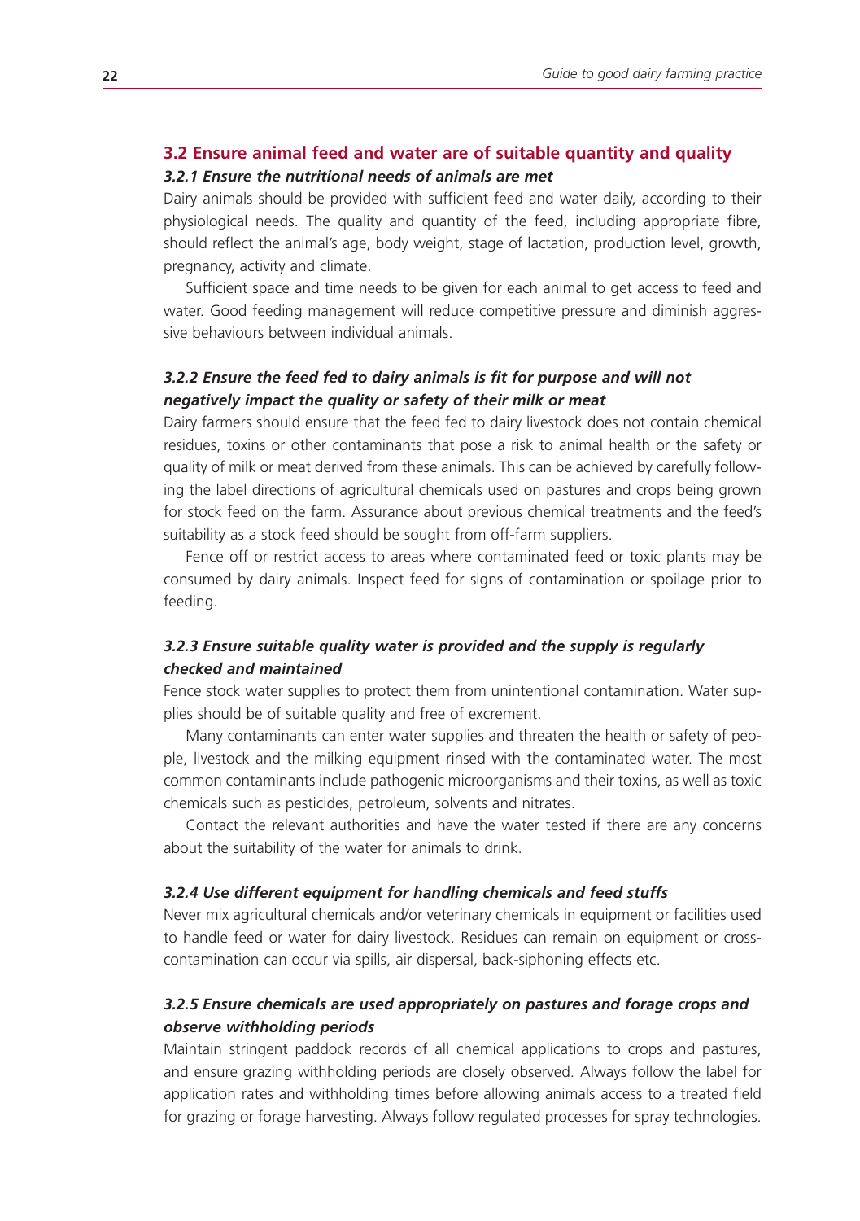## 3.2 Ensure animal feed and water are of suitable quantity and quality

### *3.2.1 Ensure the nutritional needs of animals are met*

Dairy animals should be provided with sufficient feed and water daily, according to their physiological needs. The quality and quantity of the feed, including appropriate fibre, should reflect the animal's age, body weight, stage of lactation, production level, growth, pregnancy, activity and climate.

Sufficient space and time needs to be given for each animal to get access to feed and water. Good feeding management will reduce competitive pressure and diminish aggressive behaviours between individual animals.

### *3.2.2 Ensure the feed fed to dairy animals is fit for purpose and will not negatively impact the quality or safety of their milk or meat*

Dairy farmers should ensure that the feed fed to dairy livestock does not contain chemical residues, toxins or other contaminants that pose a risk to animal health or the safety or quality of milk or meat derived from these animals. This can be achieved by carefully following the label directions of agricultural chemicals used on pastures and crops being grown for stock feed on the farm. Assurance about previous chemical treatments and the feed's suitability as a stock feed should be sought from off-farm suppliers.

Fence off or restrict access to areas where contaminated feed or toxic plants may be consumed by dairy animals. Inspect feed for signs of contamination or spoilage prior to feeding.

### *3.2.3 Ensure suitable quality water is provided and the supply is regularly checked and maintained*

Fence stock water supplies to protect them from unintentional contamination. Water supplies should be of suitable quality and free of excrement.

Many contaminants can enter water supplies and threaten the health or safety of people, livestock and the milking equipment rinsed with the contaminated water. The most common contaminants include pathogenic microorganisms and their toxins, as well as toxic chemicals such as pesticides, petroleum, solvents and nitrates.

Contact the relevant authorities and have the water tested if there are any concerns about the suitability of the water for animals to drink.

### *3.2.4 Use different equipment for handling chemicals and feed stuffs*

Never mix agricultural chemicals and/or veterinary chemicals in equipment or facilities used to handle feed or water for dairy livestock. Residues can remain on equipment or cross-contamination can occur via spills, air dispersal, back-siphoning effects etc.

### *3.2.5 Ensure chemicals are used appropriately on pastures and forage crops and observe withholding periods*

Maintain stringent paddock records of all chemical applications to crops and pastures, and ensure grazing withholding periods are closely observed. Always follow the label for application rates and withholding times before allowing animals access to a treated field for grazing or forage harvesting. Always follow regulated processes for spray technologies.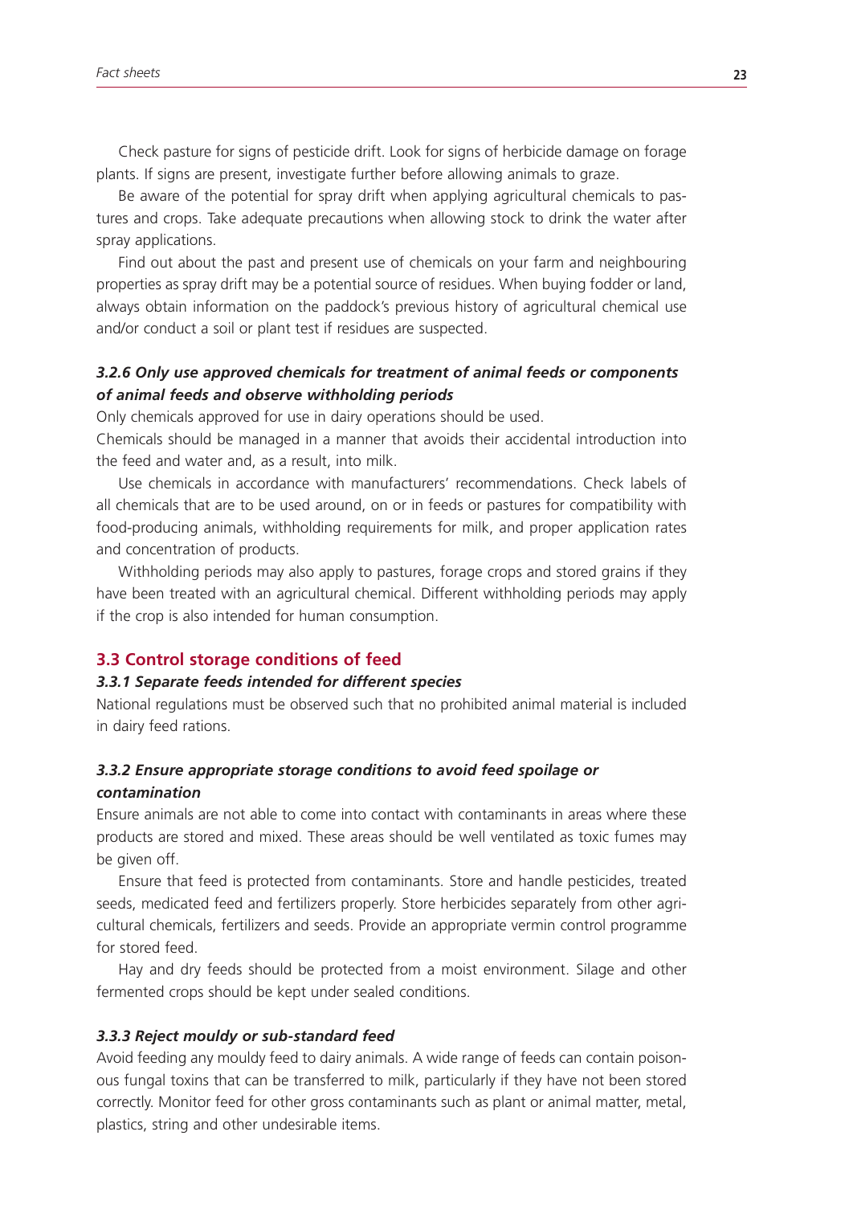Check pasture for signs of pesticide drift. Look for signs of herbicide damage on forage plants. If signs are present, investigate further before allowing animals to graze.

Be aware of the potential for spray drift when applying agricultural chemicals to pastures and crops. Take adequate precautions when allowing stock to drink the water after spray applications.

Find out about the past and present use of chemicals on your farm and neighbouring properties as spray drift may be a potential source of residues. When buying fodder or land, always obtain information on the paddock's previous history of agricultural chemical use and/or conduct a soil or plant test if residues are suspected.

#### *3.2.6 Only use approved chemicals for treatment of animal feeds or components of animal feeds and observe withholding periods*

Only chemicals approved for use in dairy operations should be used.

Chemicals should be managed in a manner that avoids their accidental introduction into the feed and water and, as a result, into milk.

Use chemicals in accordance with manufacturers' recommendations. Check labels of all chemicals that are to be used around, on or in feeds or pastures for compatibility with food-producing animals, withholding requirements for milk, and proper application rates and concentration of products.

Withholding periods may also apply to pastures, forage crops and stored grains if they have been treated with an agricultural chemical. Different withholding periods may apply if the crop is also intended for human consumption.

### 3.3 Control storage conditions of feed

#### *3.3.1 Separate feeds intended for different species*

National regulations must be observed such that no prohibited animal material is included in dairy feed rations.

#### *3.3.2 Ensure appropriate storage conditions to avoid feed spoilage or contamination*

Ensure animals are not able to come into contact with contaminants in areas where these products are stored and mixed. These areas should be well ventilated as toxic fumes may be given off.

Ensure that feed is protected from contaminants. Store and handle pesticides, treated seeds, medicated feed and fertilizers properly. Store herbicides separately from other agricultural chemicals, fertilizers and seeds. Provide an appropriate vermin control programme for stored feed.

Hay and dry feeds should be protected from a moist environment. Silage and other fermented crops should be kept under sealed conditions.

#### *3.3.3 Reject mouldy or sub-standard feed*

Avoid feeding any mouldy feed to dairy animals. A wide range of feeds can contain poisonous fungal toxins that can be transferred to milk, particularly if they have not been stored correctly. Monitor feed for other gross contaminants such as plant or animal matter, metal, plastics, string and other undesirable items.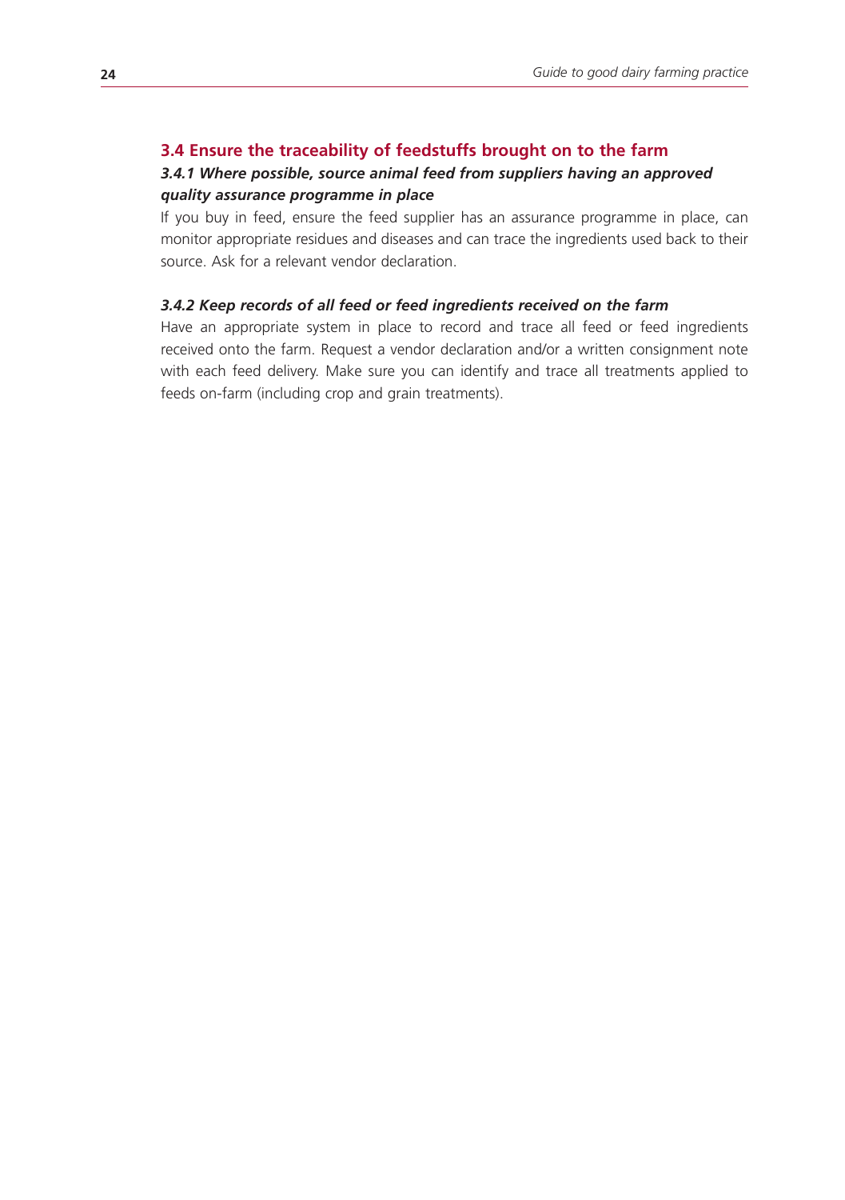## 3.4 Ensure the traceability of feedstuffs brought on to the farm

### *3.4.1 Where possible, source animal feed from suppliers having an approved quality assurance programme in place*

If you buy in feed, ensure the feed supplier has an assurance programme in place, can monitor appropriate residues and diseases and can trace the ingredients used back to their source. Ask for a relevant vendor declaration.

### *3.4.2 Keep records of all feed or feed ingredients received on the farm*

Have an appropriate system in place to record and trace all feed or feed ingredients received onto the farm. Request a vendor declaration and/or a written consignment note with each feed delivery. Make sure you can identify and trace all treatments applied to feeds on-farm (including crop and grain treatments).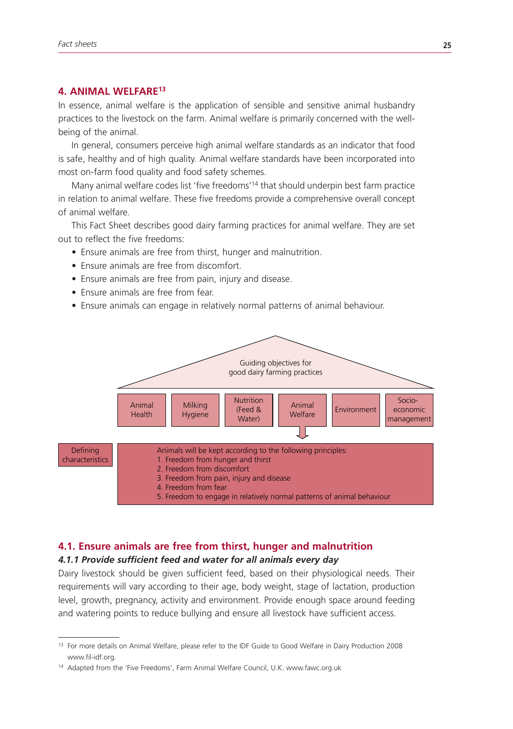## 4. ANIMAL WELFARE[13]

In essence, animal welfare is the application of sensible and sensitive animal husbandry practices to the livestock on the farm. Animal welfare is primarily concerned with the well-being of the animal.

In general, consumers perceive high animal welfare standards as an indicator that food is safe, healthy and of high quality. Animal welfare standards have been incorporated into most on-farm food quality and food safety schemes.

Many animal welfare codes list 'five freedoms'[14] that should underpin best farm practice in relation to animal welfare. These five freedoms provide a comprehensive overall concept of animal welfare.

This Fact Sheet describes good dairy farming practices for animal welfare. They are set out to reflect the five freedoms:

- Ensure animals are free from thirst, hunger and malnutrition.
- Ensure animals are free from discomfort.
- Ensure animals are free from pain, injury and disease.
- Ensure animals are free from fear.
- Ensure animals can engage in relatively normal patterns of animal behaviour.

Guiding objectives for good dairy farming practices

| Animal Health | Milking Hygiene | Nutrition (Feed & Water) | Animal Welfare | Environment | Socio-economic management |
|---|---|---|---|---|---|

**Defining characteristics**

Animals will be kept according to the following principles:
1. Freedom from hunger and thirst
2. Freedom from discomfort
3. Freedom from pain, injury and disease
4. Freedom from fear
5. Freedom to engage in relatively normal patterns of animal behaviour

### 4.1. Ensure animals are free from thirst, hunger and malnutrition

#### *4.1.1 Provide sufficient feed and water for all animals every day*

Dairy livestock should be given sufficient feed, based on their physiological needs. Their requirements will vary according to their age, body weight, stage of lactation, production level, growth, pregnancy, activity and environment. Provide enough space around feeding and watering points to reduce bullying and ensure all livestock have sufficient access.

---

[13] For more details on Animal Welfare, please refer to the IDF Guide to Good Welfare in Dairy Production 2008 www.fil-idf.org.

[14] Adapted from the 'Five Freedoms', Farm Animal Welfare Council, U.K. www.fawc.org.uk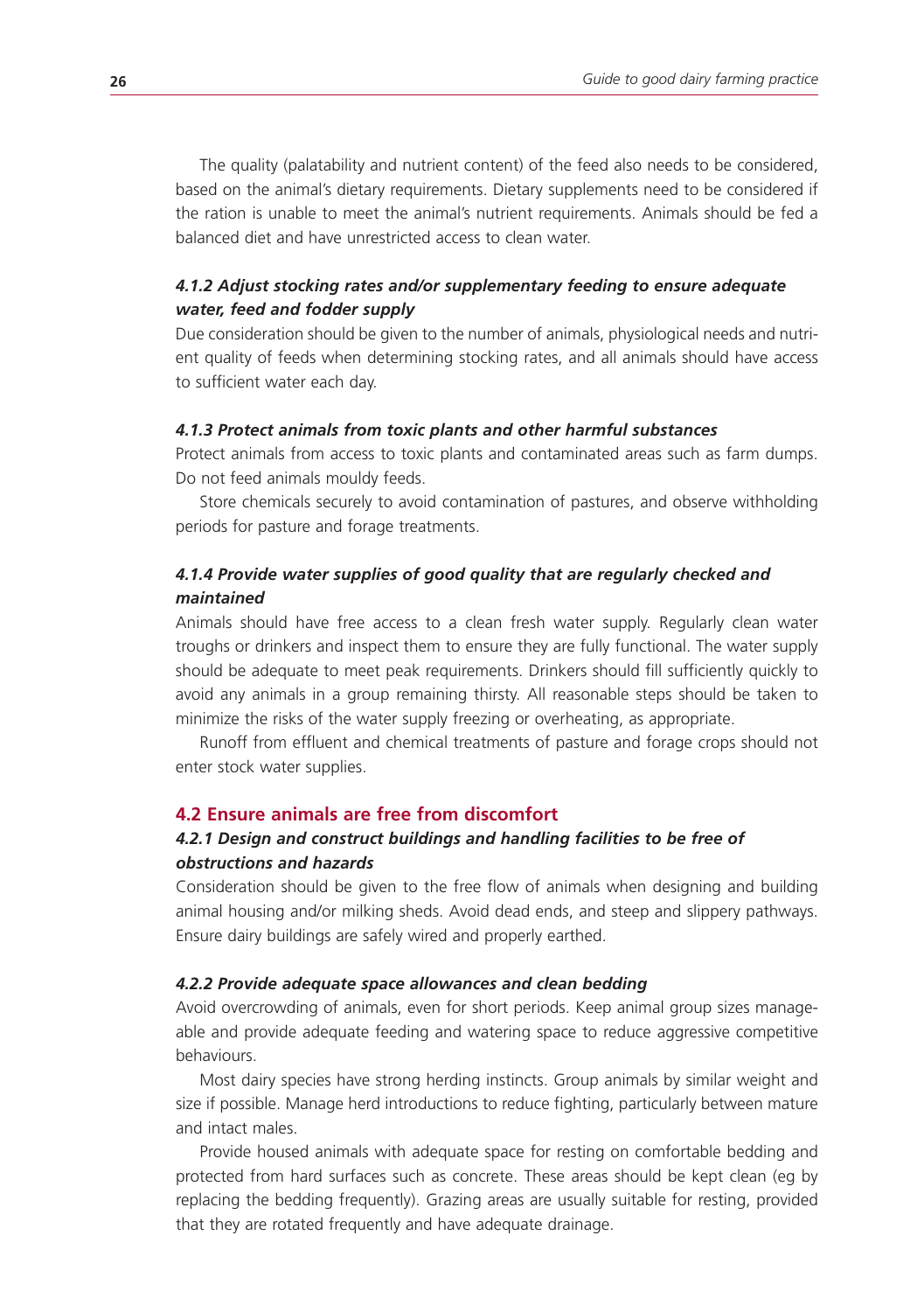The quality (palatability and nutrient content) of the feed also needs to be considered, based on the animal's dietary requirements. Dietary supplements need to be considered if the ration is unable to meet the animal's nutrient requirements. Animals should be fed a balanced diet and have unrestricted access to clean water.

#### *4.1.2 Adjust stocking rates and/or supplementary feeding to ensure adequate water, feed and fodder supply*

Due consideration should be given to the number of animals, physiological needs and nutrient quality of feeds when determining stocking rates, and all animals should have access to sufficient water each day.

#### *4.1.3 Protect animals from toxic plants and other harmful substances*

Protect animals from access to toxic plants and contaminated areas such as farm dumps. Do not feed animals mouldy feeds.

Store chemicals securely to avoid contamination of pastures, and observe withholding periods for pasture and forage treatments.

#### *4.1.4 Provide water supplies of good quality that are regularly checked and maintained*

Animals should have free access to a clean fresh water supply. Regularly clean water troughs or drinkers and inspect them to ensure they are fully functional. The water supply should be adequate to meet peak requirements. Drinkers should fill sufficiently quickly to avoid any animals in a group remaining thirsty. All reasonable steps should be taken to minimize the risks of the water supply freezing or overheating, as appropriate.

Runoff from effluent and chemical treatments of pasture and forage crops should not enter stock water supplies.

### 4.2 Ensure animals are free from discomfort

#### *4.2.1 Design and construct buildings and handling facilities to be free of obstructions and hazards*

Consideration should be given to the free flow of animals when designing and building animal housing and/or milking sheds. Avoid dead ends, and steep and slippery pathways. Ensure dairy buildings are safely wired and properly earthed.

#### *4.2.2 Provide adequate space allowances and clean bedding*

Avoid overcrowding of animals, even for short periods. Keep animal group sizes manageable and provide adequate feeding and watering space to reduce aggressive competitive behaviours.

Most dairy species have strong herding instincts. Group animals by similar weight and size if possible. Manage herd introductions to reduce fighting, particularly between mature and intact males.

Provide housed animals with adequate space for resting on comfortable bedding and protected from hard surfaces such as concrete. These areas should be kept clean (eg by replacing the bedding frequently). Grazing areas are usually suitable for resting, provided that they are rotated frequently and have adequate drainage.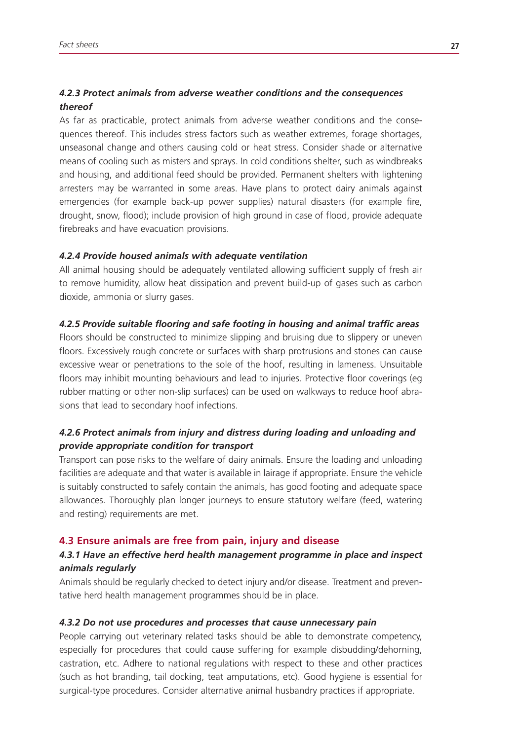#### *4.2.3 Protect animals from adverse weather conditions and the consequences thereof*

As far as practicable, protect animals from adverse weather conditions and the consequences thereof. This includes stress factors such as weather extremes, forage shortages, unseasonal change and others causing cold or heat stress. Consider shade or alternative means of cooling such as misters and sprays. In cold conditions shelter, such as windbreaks and housing, and additional feed should be provided. Permanent shelters with lightening arresters may be warranted in some areas. Have plans to protect dairy animals against emergencies (for example back-up power supplies) natural disasters (for example fire, drought, snow, flood); include provision of high ground in case of flood, provide adequate firebreaks and have evacuation provisions.

#### *4.2.4 Provide housed animals with adequate ventilation*

All animal housing should be adequately ventilated allowing sufficient supply of fresh air to remove humidity, allow heat dissipation and prevent build-up of gases such as carbon dioxide, ammonia or slurry gases.

#### *4.2.5 Provide suitable flooring and safe footing in housing and animal traffic areas*

Floors should be constructed to minimize slipping and bruising due to slippery or uneven floors. Excessively rough concrete or surfaces with sharp protrusions and stones can cause excessive wear or penetrations to the sole of the hoof, resulting in lameness. Unsuitable floors may inhibit mounting behaviours and lead to injuries. Protective floor coverings (eg rubber matting or other non-slip surfaces) can be used on walkways to reduce hoof abrasions that lead to secondary hoof infections.

#### *4.2.6 Protect animals from injury and distress during loading and unloading and provide appropriate condition for transport*

Transport can pose risks to the welfare of dairy animals. Ensure the loading and unloading facilities are adequate and that water is available in lairage if appropriate. Ensure the vehicle is suitably constructed to safely contain the animals, has good footing and adequate space allowances. Thoroughly plan longer journeys to ensure statutory welfare (feed, watering and resting) requirements are met.

### 4.3 Ensure animals are free from pain, injury and disease

#### *4.3.1 Have an effective herd health management programme in place and inspect animals regularly*

Animals should be regularly checked to detect injury and/or disease. Treatment and preventative herd health management programmes should be in place.

#### *4.3.2 Do not use procedures and processes that cause unnecessary pain*

People carrying out veterinary related tasks should be able to demonstrate competency, especially for procedures that could cause suffering for example disbudding/dehorning, castration, etc. Adhere to national regulations with respect to these and other practices (such as hot branding, tail docking, teat amputations, etc). Good hygiene is essential for surgical-type procedures. Consider alternative animal husbandry practices if appropriate.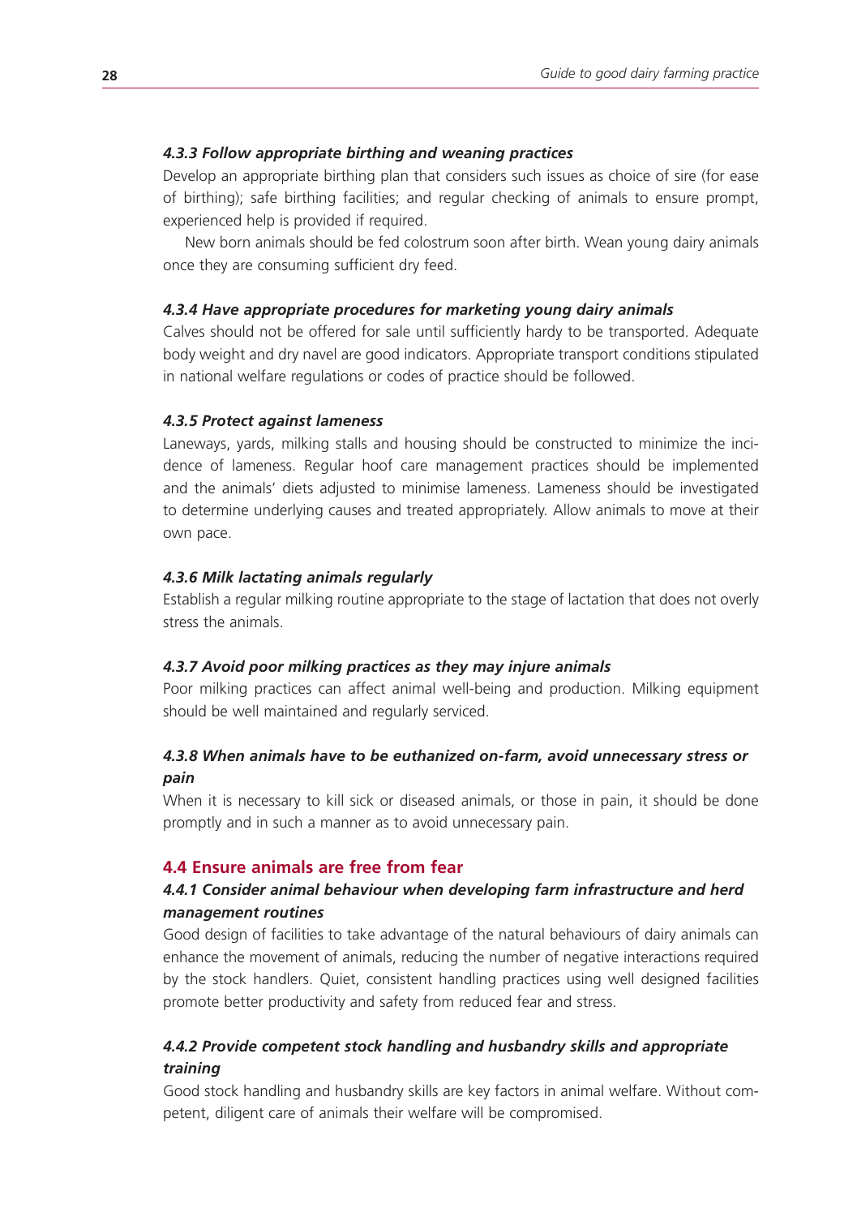#### *4.3.3 Follow appropriate birthing and weaning practices*

Develop an appropriate birthing plan that considers such issues as choice of sire (for ease of birthing); safe birthing facilities; and regular checking of animals to ensure prompt, experienced help is provided if required.

New born animals should be fed colostrum soon after birth. Wean young dairy animals once they are consuming sufficient dry feed.

#### *4.3.4 Have appropriate procedures for marketing young dairy animals*

Calves should not be offered for sale until sufficiently hardy to be transported. Adequate body weight and dry navel are good indicators. Appropriate transport conditions stipulated in national welfare regulations or codes of practice should be followed.

#### *4.3.5 Protect against lameness*

Laneways, yards, milking stalls and housing should be constructed to minimize the incidence of lameness. Regular hoof care management practices should be implemented and the animals' diets adjusted to minimise lameness. Lameness should be investigated to determine underlying causes and treated appropriately. Allow animals to move at their own pace.

#### *4.3.6 Milk lactating animals regularly*

Establish a regular milking routine appropriate to the stage of lactation that does not overly stress the animals.

#### *4.3.7 Avoid poor milking practices as they may injure animals*

Poor milking practices can affect animal well-being and production. Milking equipment should be well maintained and regularly serviced.

#### *4.3.8 When animals have to be euthanized on-farm, avoid unnecessary stress or pain*

When it is necessary to kill sick or diseased animals, or those in pain, it should be done promptly and in such a manner as to avoid unnecessary pain.

### 4.4 Ensure animals are free from fear

#### *4.4.1 Consider animal behaviour when developing farm infrastructure and herd management routines*

Good design of facilities to take advantage of the natural behaviours of dairy animals can enhance the movement of animals, reducing the number of negative interactions required by the stock handlers. Quiet, consistent handling practices using well designed facilities promote better productivity and safety from reduced fear and stress.

#### *4.4.2 Provide competent stock handling and husbandry skills and appropriate training*

Good stock handling and husbandry skills are key factors in animal welfare. Without competent, diligent care of animals their welfare will be compromised.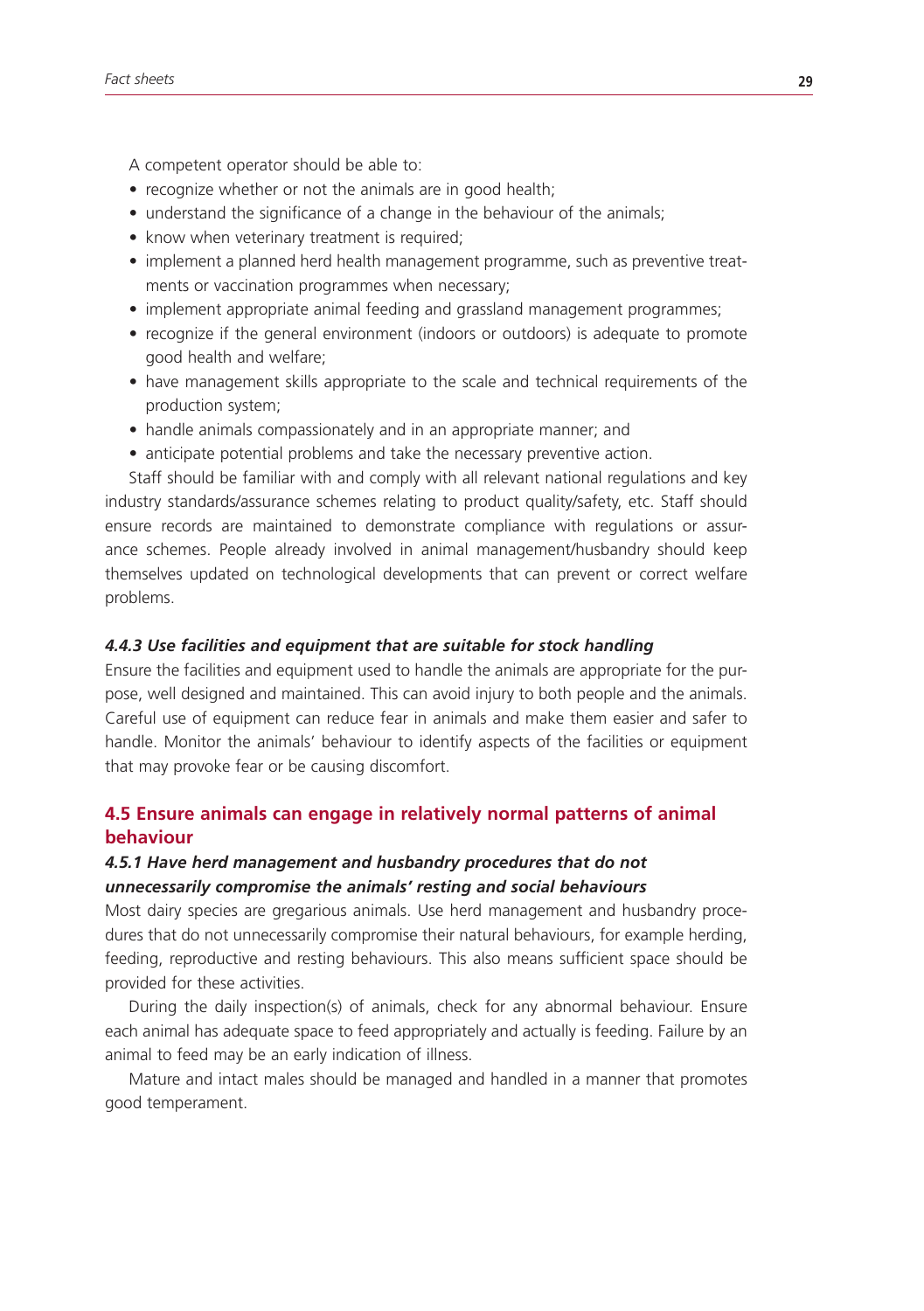A competent operator should be able to:

- recognize whether or not the animals are in good health;
- understand the significance of a change in the behaviour of the animals;
- know when veterinary treatment is required;
- implement a planned herd health management programme, such as preventive treatments or vaccination programmes when necessary;
- implement appropriate animal feeding and grassland management programmes;
- recognize if the general environment (indoors or outdoors) is adequate to promote good health and welfare;
- have management skills appropriate to the scale and technical requirements of the production system;
- handle animals compassionately and in an appropriate manner; and
- anticipate potential problems and take the necessary preventive action.

Staff should be familiar with and comply with all relevant national regulations and key industry standards/assurance schemes relating to product quality/safety, etc. Staff should ensure records are maintained to demonstrate compliance with regulations or assurance schemes. People already involved in animal management/husbandry should keep themselves updated on technological developments that can prevent or correct welfare problems.

#### *4.4.3 Use facilities and equipment that are suitable for stock handling*

Ensure the facilities and equipment used to handle the animals are appropriate for the purpose, well designed and maintained. This can avoid injury to both people and the animals. Careful use of equipment can reduce fear in animals and make them easier and safer to handle. Monitor the animals' behaviour to identify aspects of the facilities or equipment that may provoke fear or be causing discomfort.

### 4.5 Ensure animals can engage in relatively normal patterns of animal behaviour

#### *4.5.1 Have herd management and husbandry procedures that do not unnecessarily compromise the animals' resting and social behaviours*

Most dairy species are gregarious animals. Use herd management and husbandry procedures that do not unnecessarily compromise their natural behaviours, for example herding, feeding, reproductive and resting behaviours. This also means sufficient space should be provided for these activities.

During the daily inspection(s) of animals, check for any abnormal behaviour. Ensure each animal has adequate space to feed appropriately and actually is feeding. Failure by an animal to feed may be an early indication of illness.

Mature and intact males should be managed and handled in a manner that promotes good temperament.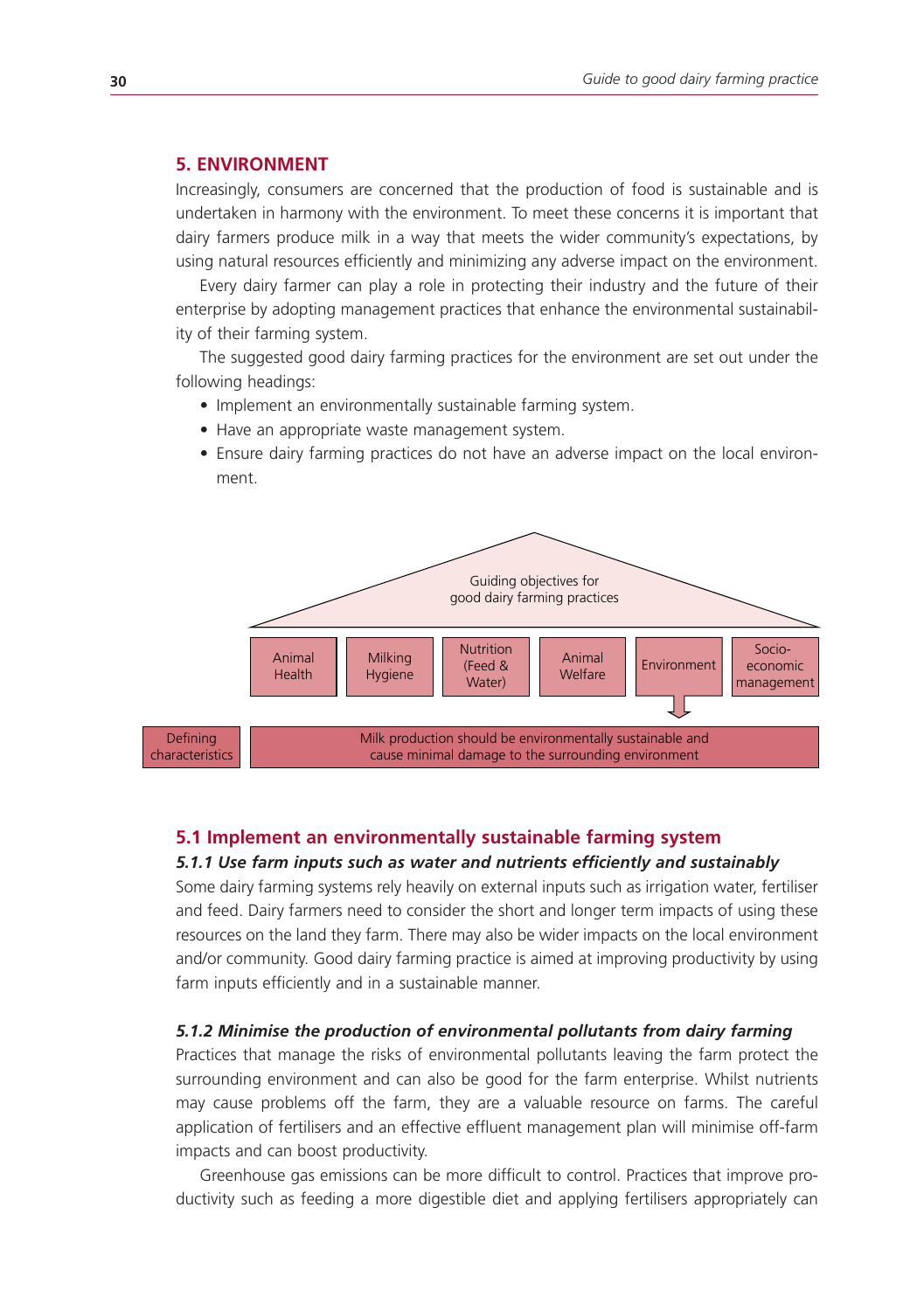## 5. ENVIRONMENT

Increasingly, consumers are concerned that the production of food is sustainable and is undertaken in harmony with the environment. To meet these concerns it is important that dairy farmers produce milk in a way that meets the wider community's expectations, by using natural resources efficiently and minimizing any adverse impact on the environment.

Every dairy farmer can play a role in protecting their industry and the future of their enterprise by adopting management practices that enhance the environmental sustainability of their farming system.

The suggested good dairy farming practices for the environment are set out under the following headings:

- Implement an environmentally sustainable farming system.
- Have an appropriate waste management system.
- Ensure dairy farming practices do not have an adverse impact on the local environment.

Guiding objectives for good dairy farming practices

| Animal Health | Milking Hygiene | Nutrition (Feed & Water) | Animal Welfare | Environment | Socio-economic management |
|---|---|---|---|---|---|

Defining characteristics: Milk production should be environmentally sustainable and cause minimal damage to the surrounding environment

### 5.1 Implement an environmentally sustainable farming system

#### *5.1.1 Use farm inputs such as water and nutrients efficiently and sustainably*

Some dairy farming systems rely heavily on external inputs such as irrigation water, fertiliser and feed. Dairy farmers need to consider the short and longer term impacts of using these resources on the land they farm. There may also be wider impacts on the local environment and/or community. Good dairy farming practice is aimed at improving productivity by using farm inputs efficiently and in a sustainable manner.

#### *5.1.2 Minimise the production of environmental pollutants from dairy farming*

Practices that manage the risks of environmental pollutants leaving the farm protect the surrounding environment and can also be good for the farm enterprise. Whilst nutrients may cause problems off the farm, they are a valuable resource on farms. The careful application of fertilisers and an effective effluent management plan will minimise off-farm impacts and can boost productivity.

Greenhouse gas emissions can be more difficult to control. Practices that improve productivity such as feeding a more digestible diet and applying fertilisers appropriately can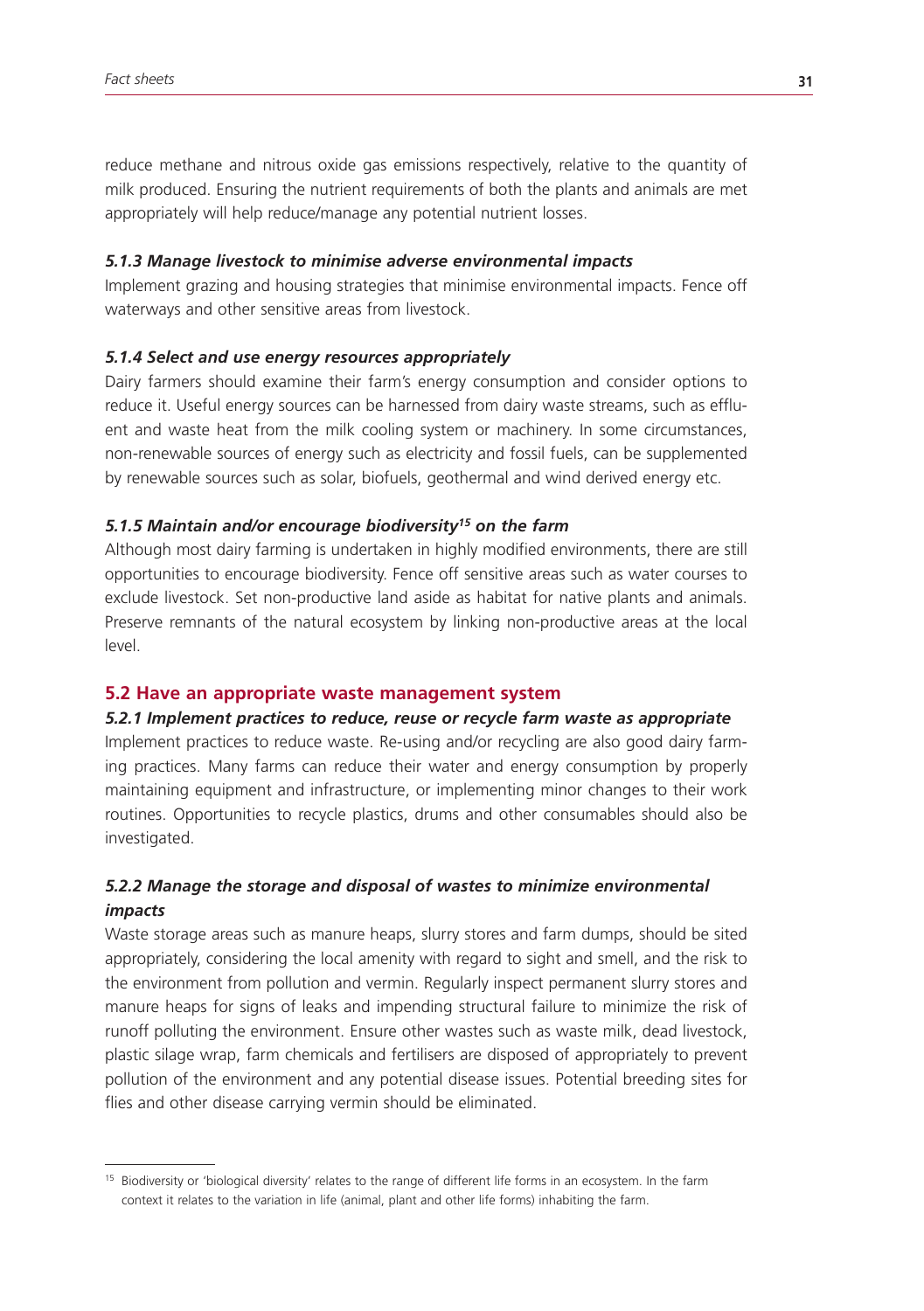reduce methane and nitrous oxide gas emissions respectively, relative to the quantity of milk produced. Ensuring the nutrient requirements of both the plants and animals are met appropriately will help reduce/manage any potential nutrient losses.

#### *5.1.3 Manage livestock to minimise adverse environmental impacts*

Implement grazing and housing strategies that minimise environmental impacts. Fence off waterways and other sensitive areas from livestock.

#### *5.1.4 Select and use energy resources appropriately*

Dairy farmers should examine their farm's energy consumption and consider options to reduce it. Useful energy sources can be harnessed from dairy waste streams, such as effluent and waste heat from the milk cooling system or machinery. In some circumstances, non-renewable sources of energy such as electricity and fossil fuels, can be supplemented by renewable sources such as solar, biofuels, geothermal and wind derived energy etc.

#### *5.1.5 Maintain and/or encourage biodiversity[15] on the farm*

Although most dairy farming is undertaken in highly modified environments, there are still opportunities to encourage biodiversity. Fence off sensitive areas such as water courses to exclude livestock. Set non-productive land aside as habitat for native plants and animals. Preserve remnants of the natural ecosystem by linking non-productive areas at the local level.

### 5.2 Have an appropriate waste management system

#### *5.2.1 Implement practices to reduce, reuse or recycle farm waste as appropriate*

Implement practices to reduce waste. Re-using and/or recycling are also good dairy farming practices. Many farms can reduce their water and energy consumption by properly maintaining equipment and infrastructure, or implementing minor changes to their work routines. Opportunities to recycle plastics, drums and other consumables should also be investigated.

#### *5.2.2 Manage the storage and disposal of wastes to minimize environmental impacts*

Waste storage areas such as manure heaps, slurry stores and farm dumps, should be sited appropriately, considering the local amenity with regard to sight and smell, and the risk to the environment from pollution and vermin. Regularly inspect permanent slurry stores and manure heaps for signs of leaks and impending structural failure to minimize the risk of runoff polluting the environment. Ensure other wastes such as waste milk, dead livestock, plastic silage wrap, farm chemicals and fertilisers are disposed of appropriately to prevent pollution of the environment and any potential disease issues. Potential breeding sites for flies and other disease carrying vermin should be eliminated.

---

[15] Biodiversity or 'biological diversity' relates to the range of different life forms in an ecosystem. In the farm context it relates to the variation in life (animal, plant and other life forms) inhabiting the farm.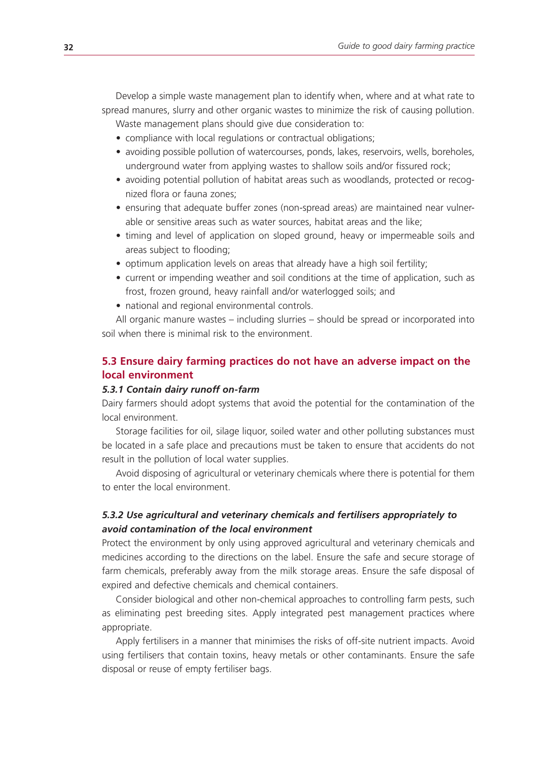Develop a simple waste management plan to identify when, where and at what rate to spread manures, slurry and other organic wastes to minimize the risk of causing pollution.

Waste management plans should give due consideration to:

- compliance with local regulations or contractual obligations;
- avoiding possible pollution of watercourses, ponds, lakes, reservoirs, wells, boreholes, underground water from applying wastes to shallow soils and/or fissured rock;
- avoiding potential pollution of habitat areas such as woodlands, protected or recognized flora or fauna zones;
- ensuring that adequate buffer zones (non-spread areas) are maintained near vulnerable or sensitive areas such as water sources, habitat areas and the like;
- timing and level of application on sloped ground, heavy or impermeable soils and areas subject to flooding;
- optimum application levels on areas that already have a high soil fertility;
- current or impending weather and soil conditions at the time of application, such as frost, frozen ground, heavy rainfall and/or waterlogged soils; and
- national and regional environmental controls.

All organic manure wastes – including slurries – should be spread or incorporated into soil when there is minimal risk to the environment.

## 5.3 Ensure dairy farming practices do not have an adverse impact on the local environment

### *5.3.1 Contain dairy runoff on-farm*

Dairy farmers should adopt systems that avoid the potential for the contamination of the local environment.

Storage facilities for oil, silage liquor, soiled water and other polluting substances must be located in a safe place and precautions must be taken to ensure that accidents do not result in the pollution of local water supplies.

Avoid disposing of agricultural or veterinary chemicals where there is potential for them to enter the local environment.

### *5.3.2 Use agricultural and veterinary chemicals and fertilisers appropriately to avoid contamination of the local environment*

Protect the environment by only using approved agricultural and veterinary chemicals and medicines according to the directions on the label. Ensure the safe and secure storage of farm chemicals, preferably away from the milk storage areas. Ensure the safe disposal of expired and defective chemicals and chemical containers.

Consider biological and other non-chemical approaches to controlling farm pests, such as eliminating pest breeding sites. Apply integrated pest management practices where appropriate.

Apply fertilisers in a manner that minimises the risks of off-site nutrient impacts. Avoid using fertilisers that contain toxins, heavy metals or other contaminants. Ensure the safe disposal or reuse of empty fertiliser bags.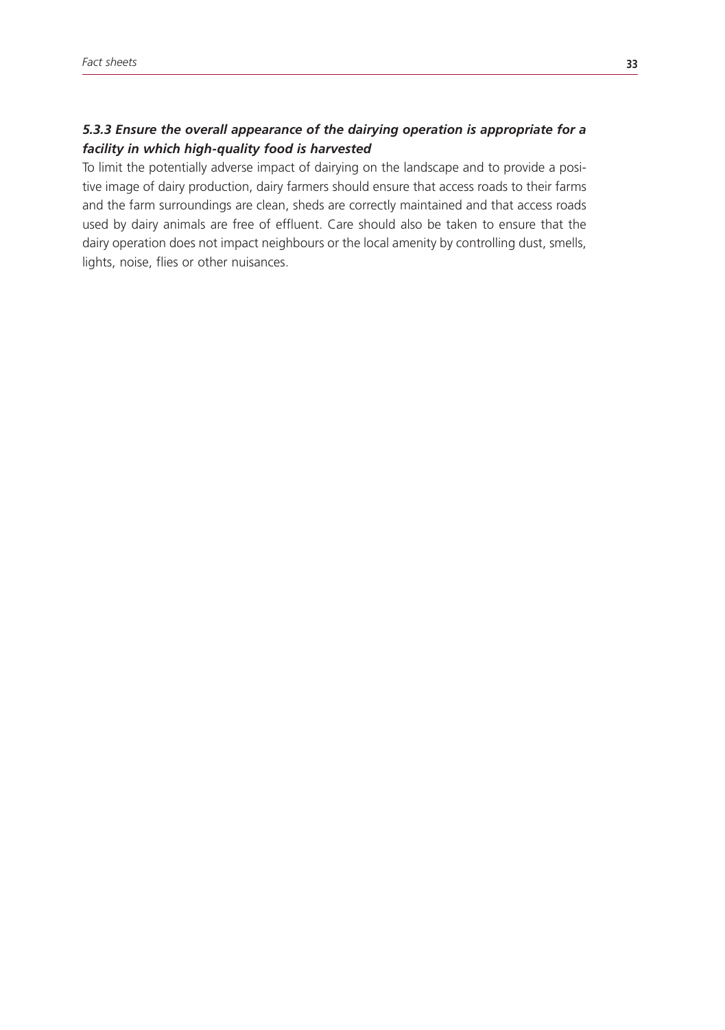### *5.3.3 Ensure the overall appearance of the dairying operation is appropriate for a facility in which high-quality food is harvested*

To limit the potentially adverse impact of dairying on the landscape and to provide a positive image of dairy production, dairy farmers should ensure that access roads to their farms and the farm surroundings are clean, sheds are correctly maintained and that access roads used by dairy animals are free of effluent. Care should also be taken to ensure that the dairy operation does not impact neighbours or the local amenity by controlling dust, smells, lights, noise, flies or other nuisances.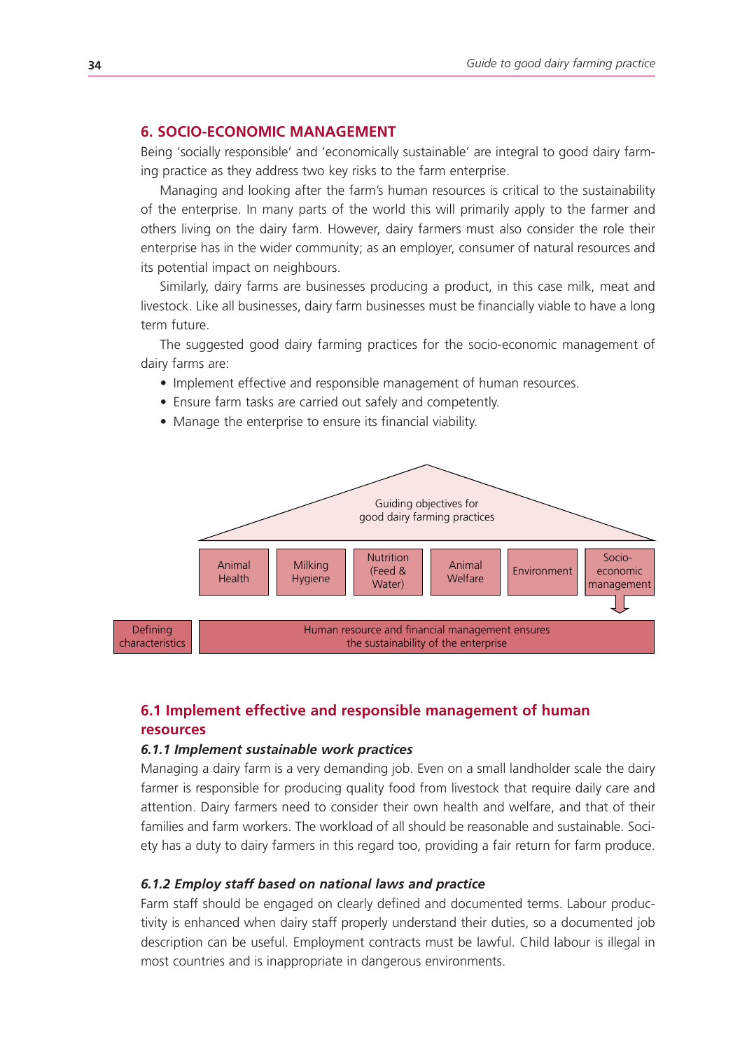## 6. SOCIO-ECONOMIC MANAGEMENT

Being 'socially responsible' and 'economically sustainable' are integral to good dairy farming practice as they address two key risks to the farm enterprise.

Managing and looking after the farm's human resources is critical to the sustainability of the enterprise. In many parts of the world this will primarily apply to the farmer and others living on the dairy farm. However, dairy farmers must also consider the role their enterprise has in the wider community; as an employer, consumer of natural resources and its potential impact on neighbours.

Similarly, dairy farms are businesses producing a product, in this case milk, meat and livestock. Like all businesses, dairy farm businesses must be financially viable to have a long term future.

The suggested good dairy farming practices for the socio-economic management of dairy farms are:

- Implement effective and responsible management of human resources.
- Ensure farm tasks are carried out safely and competently.
- Manage the enterprise to ensure its financial viability.

Guiding objectives for good dairy farming practices

| Animal Health | Milking Hygiene | Nutrition (Feed & Water) | Animal Welfare | Environment | Socio-economic management |
|---|---|---|---|---|---|

Defining characteristics: Human resource and financial management ensures the sustainability of the enterprise

### 6.1 Implement effective and responsible management of human resources

#### *6.1.1 Implement sustainable work practices*

Managing a dairy farm is a very demanding job. Even on a small landholder scale the dairy farmer is responsible for producing quality food from livestock that require daily care and attention. Dairy farmers need to consider their own health and welfare, and that of their families and farm workers. The workload of all should be reasonable and sustainable. Society has a duty to dairy farmers in this regard too, providing a fair return for farm produce.

#### *6.1.2 Employ staff based on national laws and practice*

Farm staff should be engaged on clearly defined and documented terms. Labour productivity is enhanced when dairy staff properly understand their duties, so a documented job description can be useful. Employment contracts must be lawful. Child labour is illegal in most countries and is inappropriate in dangerous environments.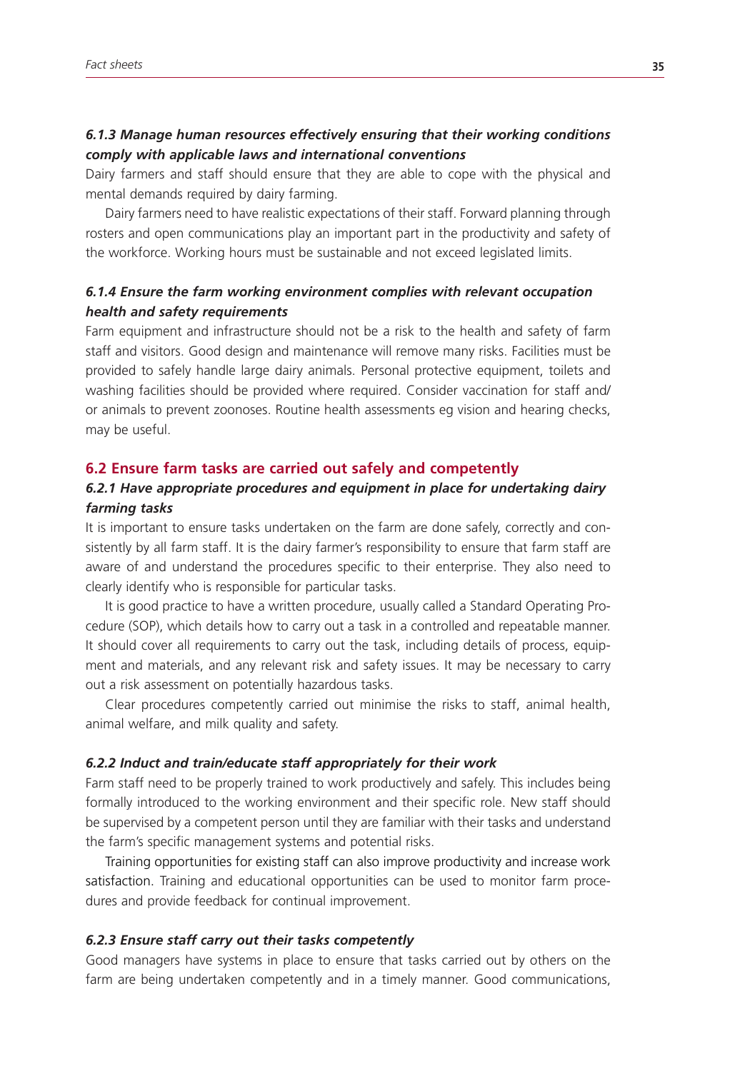### *6.1.3 Manage human resources effectively ensuring that their working conditions comply with applicable laws and international conventions*

Dairy farmers and staff should ensure that they are able to cope with the physical and mental demands required by dairy farming.

Dairy farmers need to have realistic expectations of their staff. Forward planning through rosters and open communications play an important part in the productivity and safety of the workforce. Working hours must be sustainable and not exceed legislated limits.

### *6.1.4 Ensure the farm working environment complies with relevant occupation health and safety requirements*

Farm equipment and infrastructure should not be a risk to the health and safety of farm staff and visitors. Good design and maintenance will remove many risks. Facilities must be provided to safely handle large dairy animals. Personal protective equipment, toilets and washing facilities should be provided where required. Consider vaccination for staff and/or animals to prevent zoonoses. Routine health assessments eg vision and hearing checks, may be useful.

## 6.2 Ensure farm tasks are carried out safely and competently

### *6.2.1 Have appropriate procedures and equipment in place for undertaking dairy farming tasks*

It is important to ensure tasks undertaken on the farm are done safely, correctly and consistently by all farm staff. It is the dairy farmer's responsibility to ensure that farm staff are aware of and understand the procedures specific to their enterprise. They also need to clearly identify who is responsible for particular tasks.

It is good practice to have a written procedure, usually called a Standard Operating Procedure (SOP), which details how to carry out a task in a controlled and repeatable manner. It should cover all requirements to carry out the task, including details of process, equipment and materials, and any relevant risk and safety issues. It may be necessary to carry out a risk assessment on potentially hazardous tasks.

Clear procedures competently carried out minimise the risks to staff, animal health, animal welfare, and milk quality and safety.

### *6.2.2 Induct and train/educate staff appropriately for their work*

Farm staff need to be properly trained to work productively and safely. This includes being formally introduced to the working environment and their specific role. New staff should be supervised by a competent person until they are familiar with their tasks and understand the farm's specific management systems and potential risks.

Training opportunities for existing staff can also improve productivity and increase work satisfaction. Training and educational opportunities can be used to monitor farm procedures and provide feedback for continual improvement.

### *6.2.3 Ensure staff carry out their tasks competently*

Good managers have systems in place to ensure that tasks carried out by others on the farm are being undertaken competently and in a timely manner. Good communications,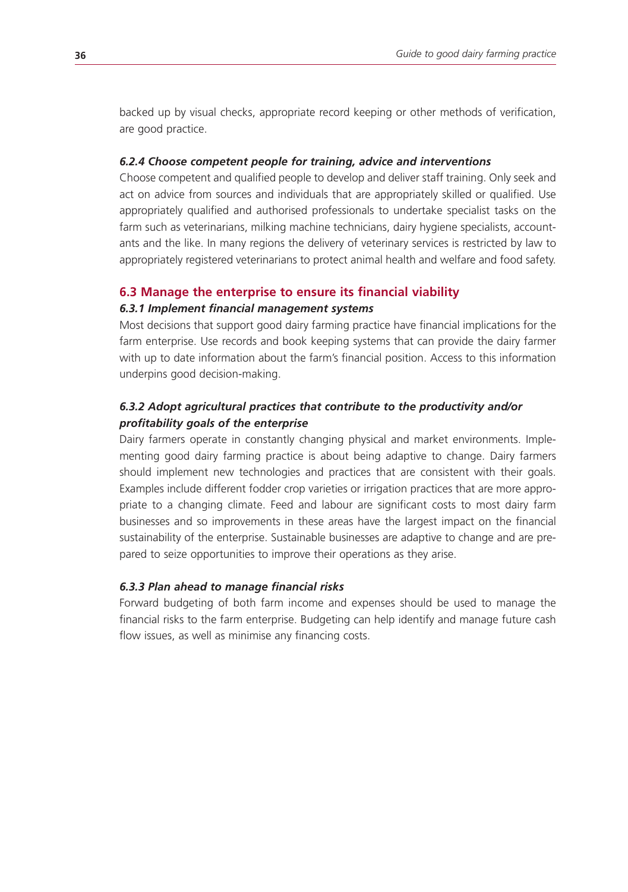backed up by visual checks, appropriate record keeping or other methods of verification, are good practice.

#### *6.2.4 Choose competent people for training, advice and interventions*

Choose competent and qualified people to develop and deliver staff training. Only seek and act on advice from sources and individuals that are appropriately skilled or qualified. Use appropriately qualified and authorised professionals to undertake specialist tasks on the farm such as veterinarians, milking machine technicians, dairy hygiene specialists, accountants and the like. In many regions the delivery of veterinary services is restricted by law to appropriately registered veterinarians to protect animal health and welfare and food safety.

### 6.3 Manage the enterprise to ensure its financial viability

#### *6.3.1 Implement financial management systems*

Most decisions that support good dairy farming practice have financial implications for the farm enterprise. Use records and book keeping systems that can provide the dairy farmer with up to date information about the farm's financial position. Access to this information underpins good decision-making.

#### *6.3.2 Adopt agricultural practices that contribute to the productivity and/or profitability goals of the enterprise*

Dairy farmers operate in constantly changing physical and market environments. Implementing good dairy farming practice is about being adaptive to change. Dairy farmers should implement new technologies and practices that are consistent with their goals. Examples include different fodder crop varieties or irrigation practices that are more appropriate to a changing climate. Feed and labour are significant costs to most dairy farm businesses and so improvements in these areas have the largest impact on the financial sustainability of the enterprise. Sustainable businesses are adaptive to change and are prepared to seize opportunities to improve their operations as they arise.

#### *6.3.3 Plan ahead to manage financial risks*

Forward budgeting of both farm income and expenses should be used to manage the financial risks to the farm enterprise. Budgeting can help identify and manage future cash flow issues, as well as minimise any financing costs.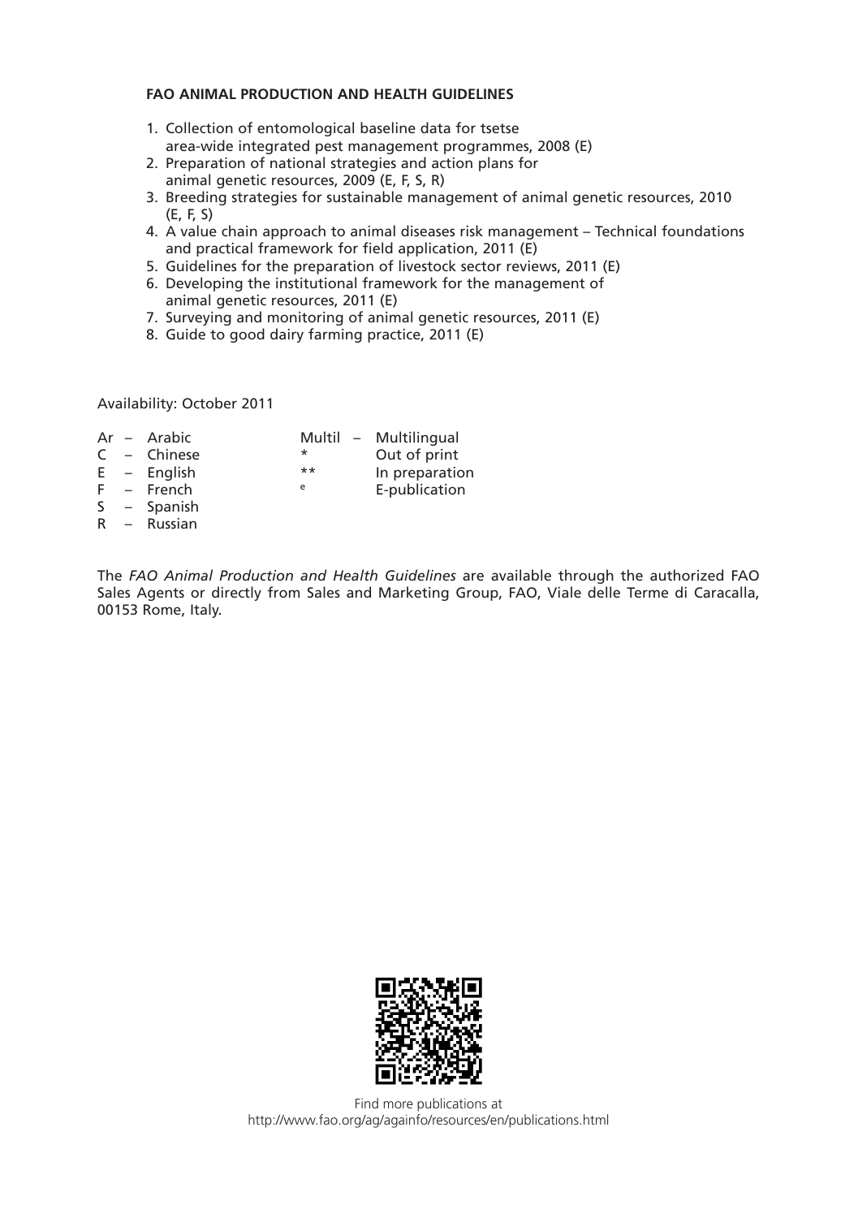**FAO ANIMAL PRODUCTION AND HEALTH GUIDELINES**

1. Collection of entomological baseline data for tsetse area-wide integrated pest management programmes, 2008 (E)
2. Preparation of national strategies and action plans for animal genetic resources, 2009 (E, F, S, R)
3. Breeding strategies for sustainable management of animal genetic resources, 2010 (E, F, S)
4. A value chain approach to animal diseases risk management – Technical foundations and practical framework for field application, 2011 (E)
5. Guidelines for the preparation of livestock sector reviews, 2011 (E)
6. Developing the institutional framework for the management of animal genetic resources, 2011 (E)
7. Surveying and monitoring of animal genetic resources, 2011 (E)
8. Guide to good dairy farming practice, 2011 (E)

Availability: October 2011

| | | | | |
|---|---|---|---|---|
| Ar | – Arabic | Multil | – | Multilingual |
| C | – Chinese | * | | Out of print |
| E | – English | ** | | In preparation |
| F | – French | e | | E-publication |
| S | – Spanish | | | |
| R | – Russian | | | |

The *FAO Animal Production and Health Guidelines* are available through the authorized FAO Sales Agents or directly from Sales and Marketing Group, FAO, Viale delle Terme di Caracalla, 00153 Rome, Italy.

Find more publications at
http://www.fao.org/ag/againfo/resources/en/publications.html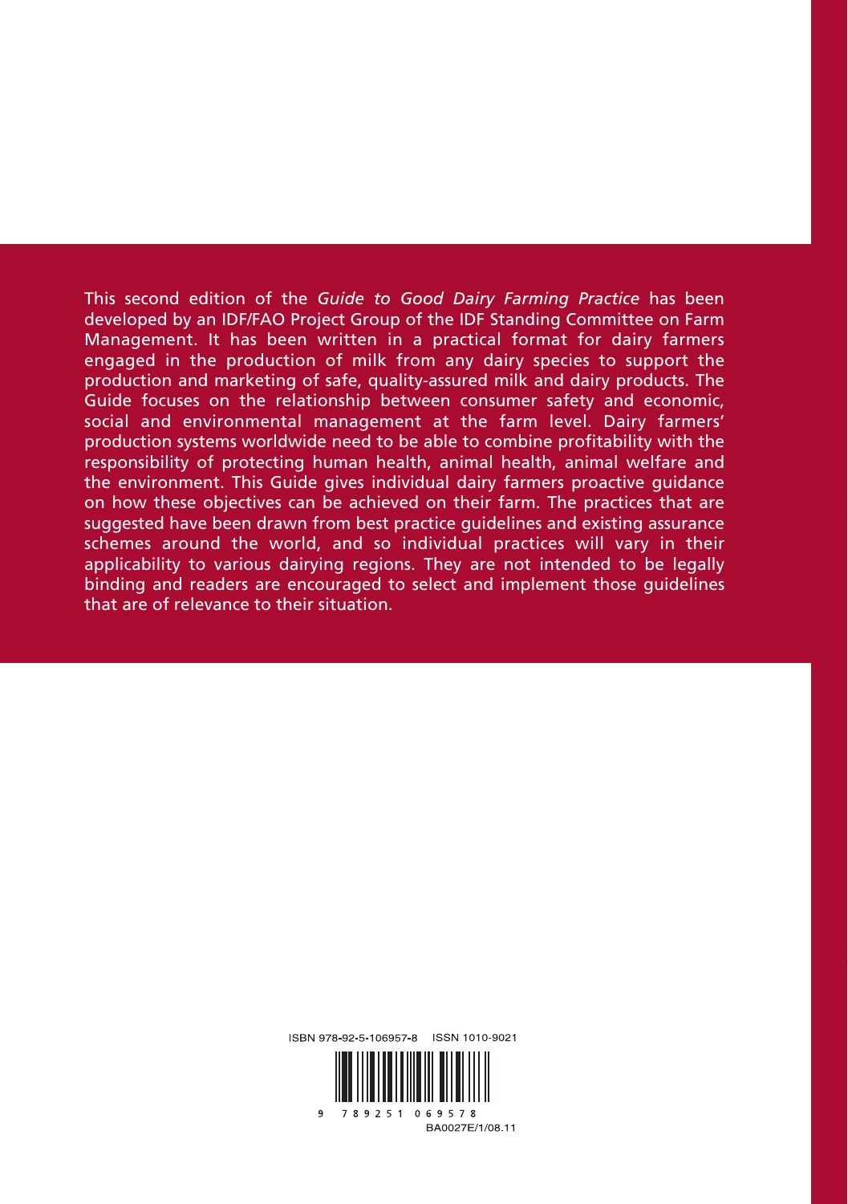This second edition of the *Guide to Good Dairy Farming Practice* has been developed by an IDF/FAO Project Group of the IDF Standing Committee on Farm Management. It has been written in a practical format for dairy farmers engaged in the production of milk from any dairy species to support the production and marketing of safe, quality-assured milk and dairy products. The Guide focuses on the relationship between consumer safety and economic, social and environmental management at the farm level. Dairy farmers' production systems worldwide need to be able to combine profitability with the responsibility of protecting human health, animal health, animal welfare and the environment. This Guide gives individual dairy farmers proactive guidance on how these objectives can be achieved on their farm. The practices that are suggested have been drawn from best practice guidelines and existing assurance schemes around the world, and so individual practices will vary in their applicability to various dairying regions. They are not intended to be legally binding and readers are encouraged to select and implement those guidelines that are of relevance to their situation.

ISBN 978-92-5-106957-8 ISSN 1010-9021

9 789251 069578

BA0027E/1/08.11